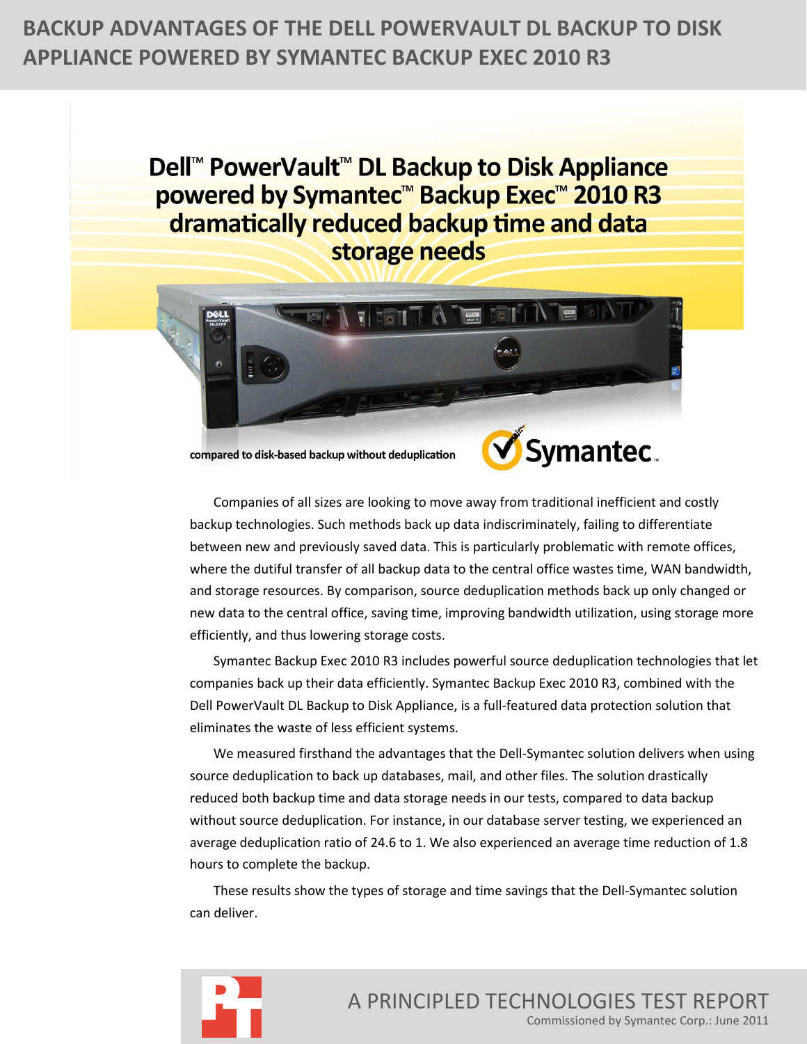# BACKUP ADVANTAGES OF THE DELL POWERVAULT DL BACKUP TO DISK APPLIANCE POWERED BY SYMANTEC BACKUP EXEC 2010 R3

## Dell™ PowerVault™ DL Backup to Disk Appliance powered by Symantec™ Backup Exec™ 2010 R3 dramatically reduced backup time and data storage needs

**compared to disk-based backup without deduplication**

Companies of all sizes are looking to move away from traditional inefficient and costly backup technologies. Such methods back up data indiscriminately, failing to differentiate between new and previously saved data. This is particularly problematic with remote offices, where the dutiful transfer of all backup data to the central office wastes time, WAN bandwidth, and storage resources. By comparison, source deduplication methods back up only changed or new data to the central office, saving time, improving bandwidth utilization, using storage more efficiently, and thus lowering storage costs.

Symantec Backup Exec 2010 R3 includes powerful source deduplication technologies that let companies back up their data efficiently. Symantec Backup Exec 2010 R3, combined with the Dell PowerVault DL Backup to Disk Appliance, is a full-featured data protection solution that eliminates the waste of less efficient systems.

We measured firsthand the advantages that the Dell-Symantec solution delivers when using source deduplication to back up databases, mail, and other files. The solution drastically reduced both backup time and data storage needs in our tests, compared to data backup without source deduplication. For instance, in our database server testing, we experienced an average deduplication ratio of 24.6 to 1. We also experienced an average time reduction of 1.8 hours to complete the backup.

These results show the types of storage and time savings that the Dell-Symantec solution can deliver.

A PRINCIPLED TECHNOLOGIES TEST REPORT

Commissioned by Symantec Corp.: June 2011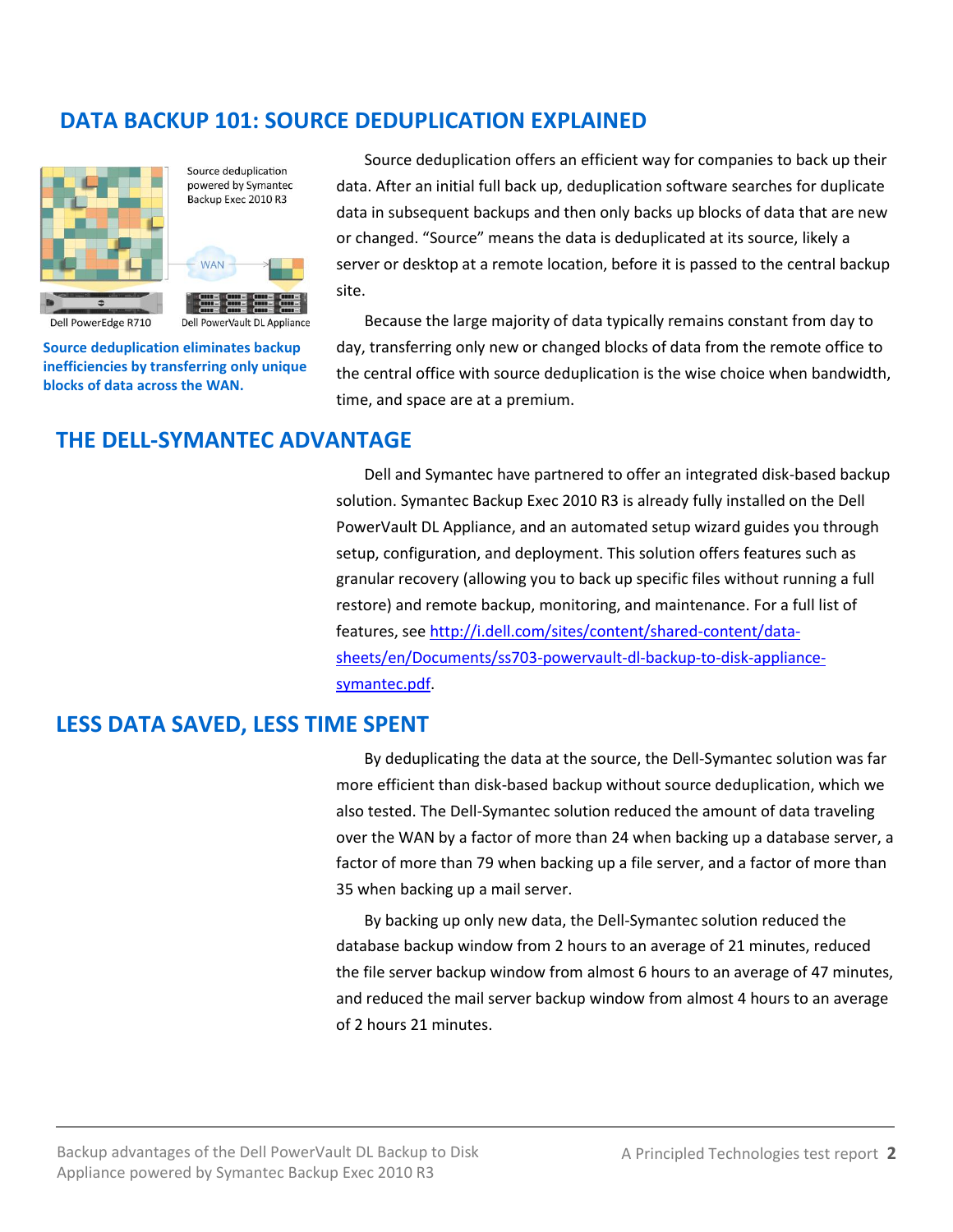## DATA BACKUP 101: SOURCE DEDUPLICATION EXPLAINED

Source deduplication powered by Symantec Backup Exec 2010 R3

WAN

Dell PowerEdge R710 | Dell PowerVault DL Appliance

**Source deduplication eliminates backup inefficiencies by transferring only unique blocks of data across the WAN.**

Source deduplication offers an efficient way for companies to back up their data. After an initial full back up, deduplication software searches for duplicate data in subsequent backups and then only backs up blocks of data that are new or changed. "Source" means the data is deduplicated at its source, likely a server or desktop at a remote location, before it is passed to the central backup site.

Because the large majority of data typically remains constant from day to day, transferring only new or changed blocks of data from the remote office to the central office with source deduplication is the wise choice when bandwidth, time, and space are at a premium.

## THE DELL-SYMANTEC ADVANTAGE

Dell and Symantec have partnered to offer an integrated disk-based backup solution. Symantec Backup Exec 2010 R3 is already fully installed on the Dell PowerVault DL Appliance, and an automated setup wizard guides you through setup, configuration, and deployment. This solution offers features such as granular recovery (allowing you to back up specific files without running a full restore) and remote backup, monitoring, and maintenance. For a full list of features, see [http://i.dell.com/sites/content/shared-content/data-sheets/en/Documents/ss703-powervault-dl-backup-to-disk-appliance-symantec.pdf](http://i.dell.com/sites/content/shared-content/data-sheets/en/Documents/ss703-powervault-dl-backup-to-disk-appliance-symantec.pdf).

## LESS DATA SAVED, LESS TIME SPENT

By deduplicating the data at the source, the Dell-Symantec solution was far more efficient than disk-based backup without source deduplication, which we also tested. The Dell-Symantec solution reduced the amount of data traveling over the WAN by a factor of more than 24 when backing up a database server, a factor of more than 79 when backing up a file server, and a factor of more than 35 when backing up a mail server.

By backing up only new data, the Dell-Symantec solution reduced the database backup window from 2 hours to an average of 21 minutes, reduced the file server backup window from almost 6 hours to an average of 47 minutes, and reduced the mail server backup window from almost 4 hours to an average of 2 hours 21 minutes.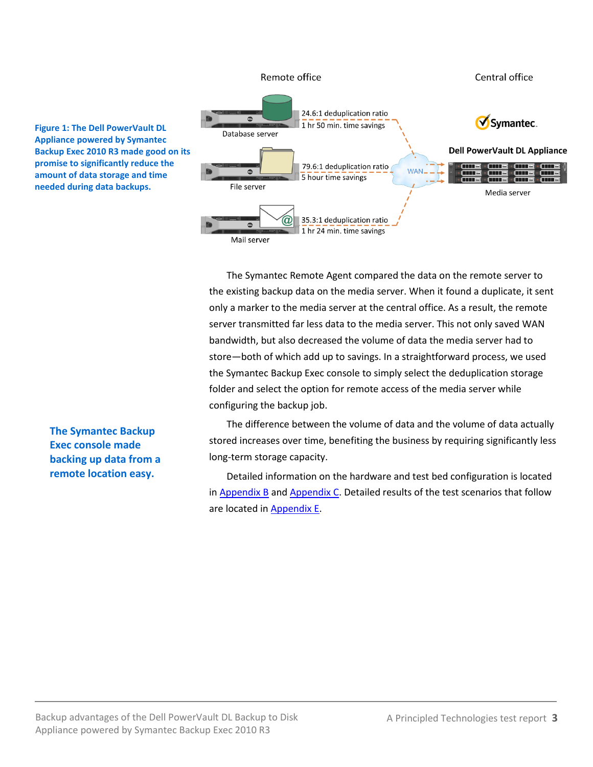**Figure 1: The Dell PowerVault DL Appliance powered by Symantec Backup Exec 2010 R3 made good on its promise to significantly reduce the amount of data storage and time needed during data backups.**

Remote office

Central office

Database server — 24.6:1 deduplication ratio, 1 hr 50 min. time savings

File server — 79.6:1 deduplication ratio, 5 hour time savings

Mail server — 35.3:1 deduplication ratio, 1 hr 24 min. time savings

WAN

Symantec.

Dell PowerVault DL Appliance

Media server

The Symantec Remote Agent compared the data on the remote server to the existing backup data on the media server. When it found a duplicate, it sent only a marker to the media server at the central office. As a result, the remote server transmitted far less data to the media server. This not only saved WAN bandwidth, but also decreased the volume of data the media server had to store—both of which add up to savings. In a straightforward process, we used the Symantec Backup Exec console to simply select the deduplication storage folder and select the option for remote access of the media server while configuring the backup job.

**The Symantec Backup Exec console made backing up data from a remote location easy.**

The difference between the volume of data and the volume of data actually stored increases over time, benefiting the business by requiring significantly less long-term storage capacity.

Detailed information on the hardware and test bed configuration is located in Appendix B and Appendix C. Detailed results of the test scenarios that follow are located in Appendix E.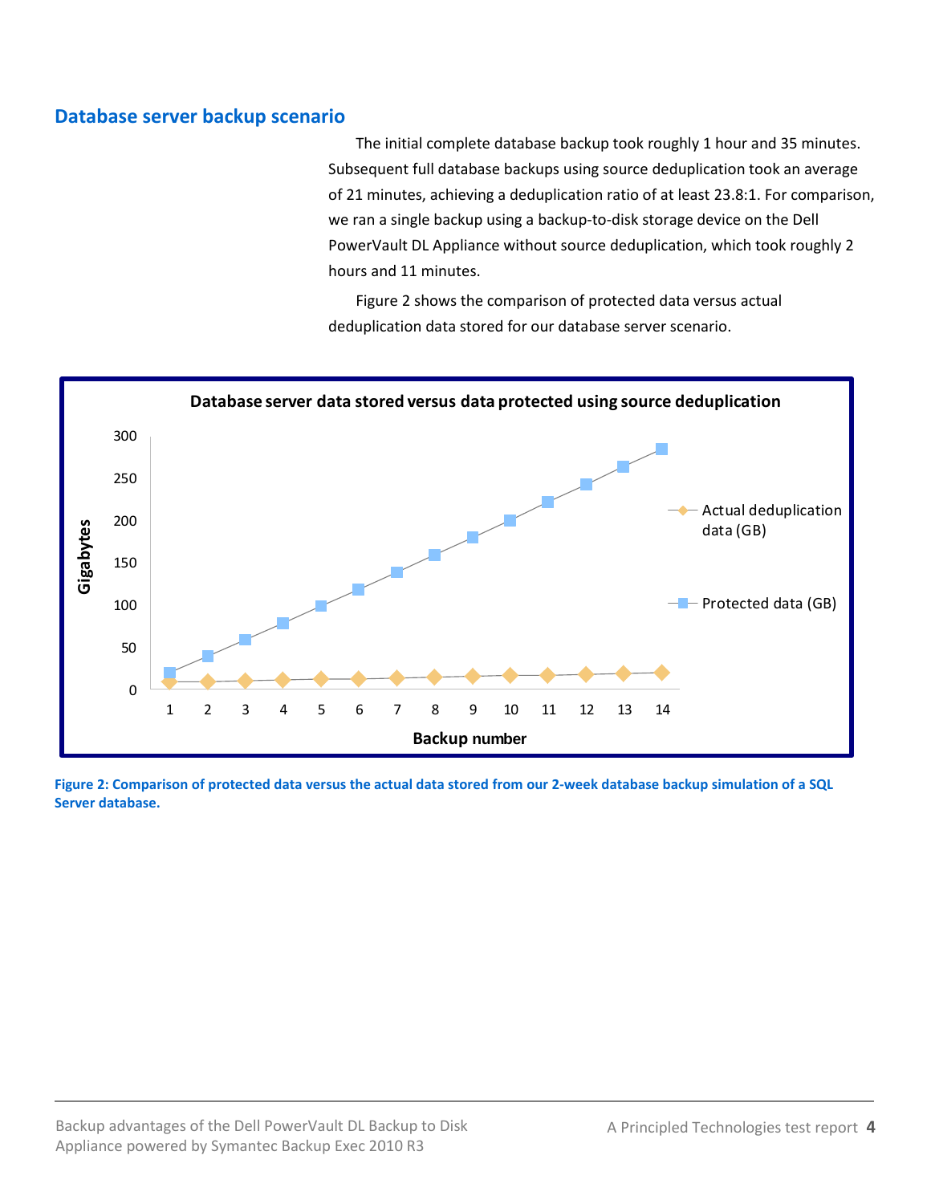## Database server backup scenario

The initial complete database backup took roughly 1 hour and 35 minutes. Subsequent full database backups using source deduplication took an average of 21 minutes, achieving a deduplication ratio of at least 23.8:1. For comparison, we ran a single backup using a backup-to-disk storage device on the Dell PowerVault DL Appliance without source deduplication, which took roughly 2 hours and 11 minutes.

Figure 2 shows the comparison of protected data versus actual deduplication data stored for our database server scenario.

**Figure 2: Comparison of protected data versus the actual data stored from our 2-week database backup simulation of a SQL Server database.**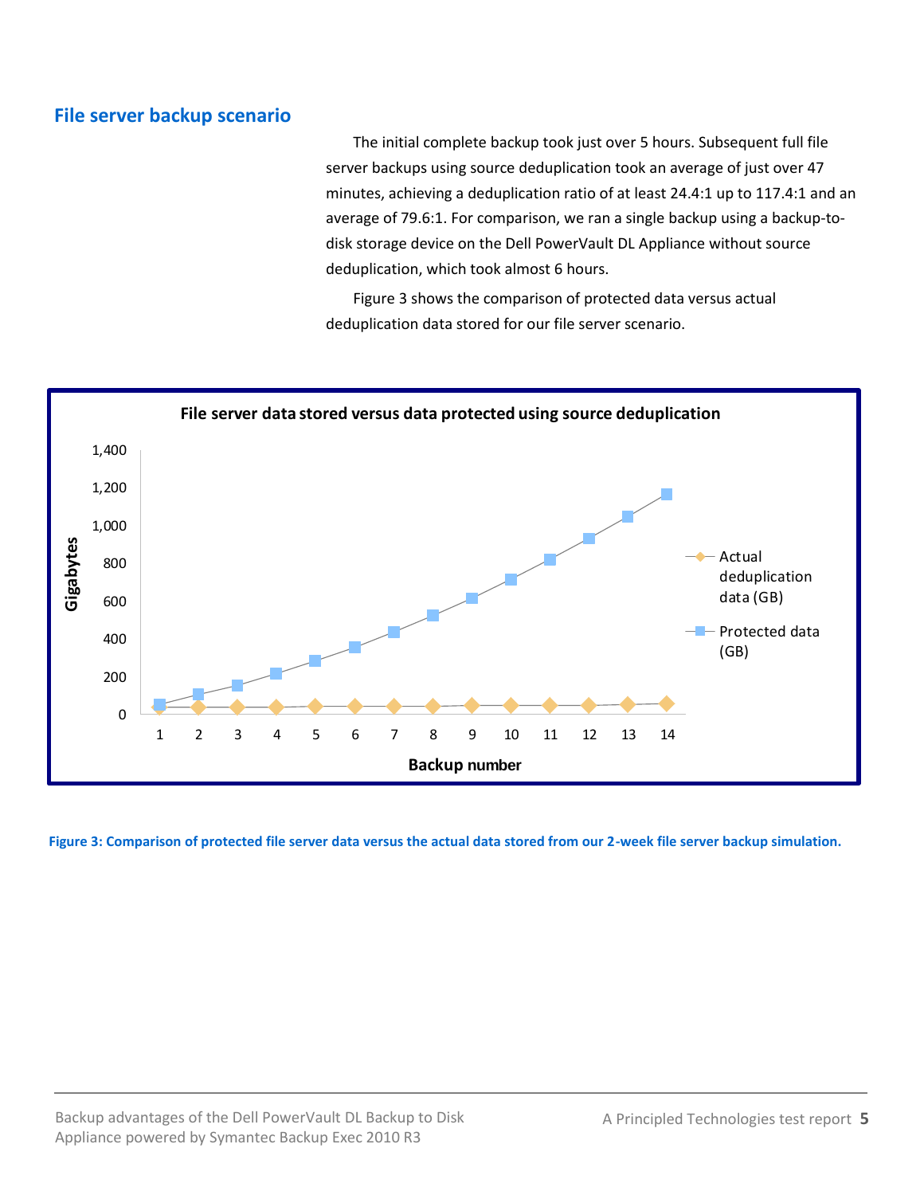## File server backup scenario

The initial complete backup took just over 5 hours. Subsequent full file server backups using source deduplication took an average of just over 47 minutes, achieving a deduplication ratio of at least 24.4:1 up to 117.4:1 and an average of 79.6:1. For comparison, we ran a single backup using a backup-to-disk storage device on the Dell PowerVault DL Appliance without source deduplication, which took almost 6 hours.

Figure 3 shows the comparison of protected data versus actual deduplication data stored for our file server scenario.

**File server data stored versus data protected using source deduplication**

Figure 3: Comparison of protected file server data versus the actual data stored from our 2-week file server backup simulation.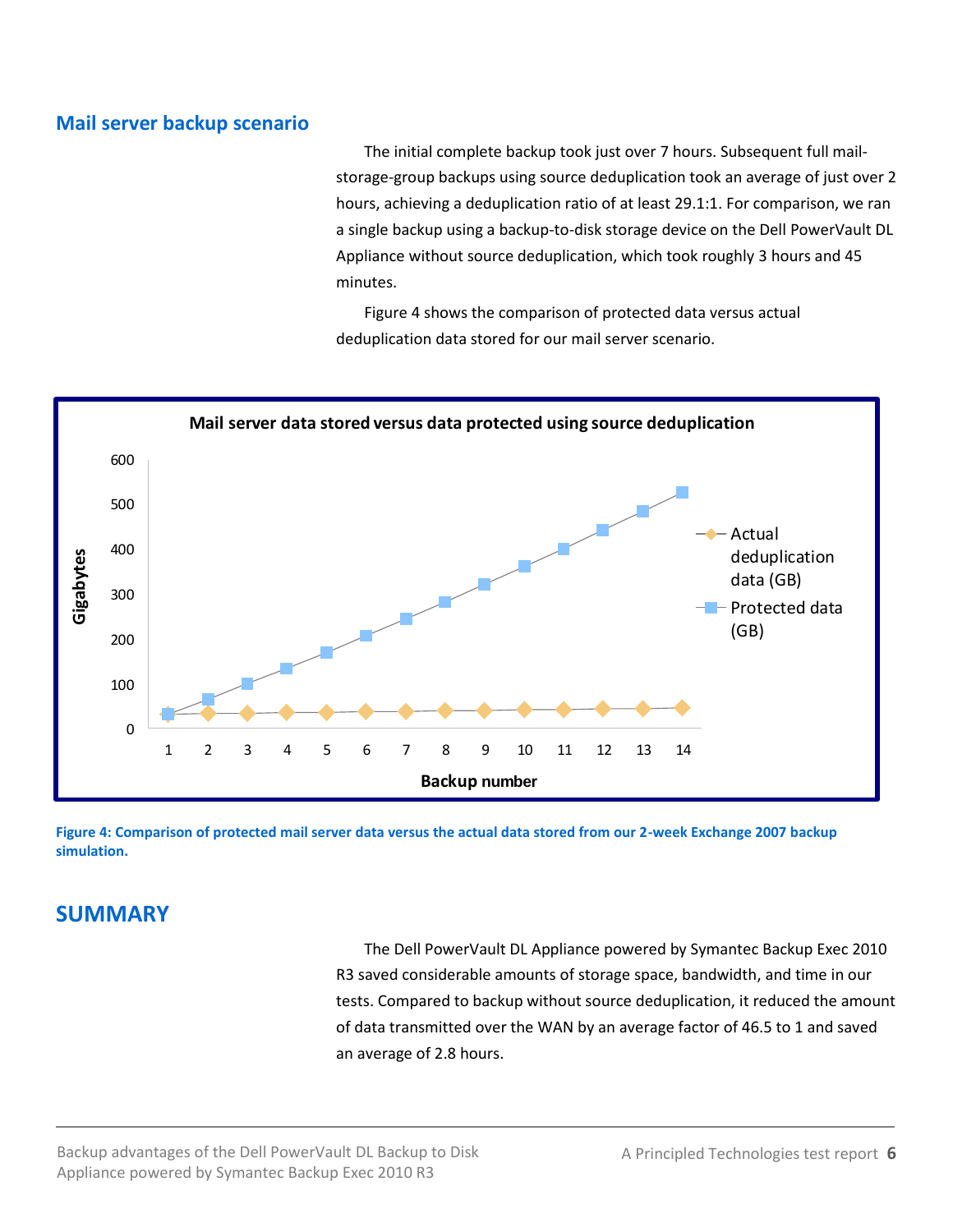## Mail server backup scenario

The initial complete backup took just over 7 hours. Subsequent full mail-storage-group backups using source deduplication took an average of just over 2 hours, achieving a deduplication ratio of at least 29.1:1. For comparison, we ran a single backup using a backup-to-disk storage device on the Dell PowerVault DL Appliance without source deduplication, which took roughly 3 hours and 45 minutes.

Figure 4 shows the comparison of protected data versus actual deduplication data stored for our mail server scenario.

**Mail server data stored versus data protected using source deduplication**

**Figure 4: Comparison of protected mail server data versus the actual data stored from our 2-week Exchange 2007 backup simulation.**

## SUMMARY

The Dell PowerVault DL Appliance powered by Symantec Backup Exec 2010 R3 saved considerable amounts of storage space, bandwidth, and time in our tests. Compared to backup without source deduplication, it reduced the amount of data transmitted over the WAN by an average factor of 46.5 to 1 and saved an average of 2.8 hours.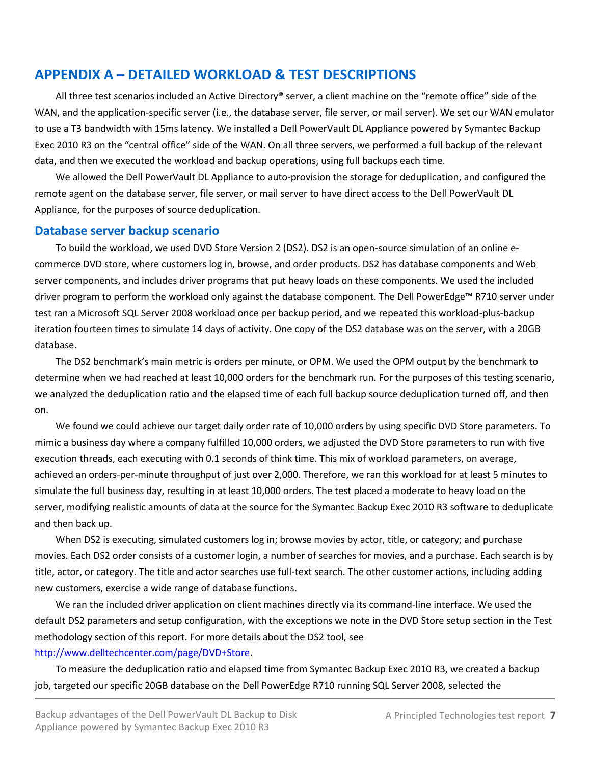## APPENDIX A – DETAILED WORKLOAD & TEST DESCRIPTIONS

All three test scenarios included an Active Directory® server, a client machine on the "remote office" side of the WAN, and the application-specific server (i.e., the database server, file server, or mail server). We set our WAN emulator to use a T3 bandwidth with 15ms latency. We installed a Dell PowerVault DL Appliance powered by Symantec Backup Exec 2010 R3 on the "central office" side of the WAN. On all three servers, we performed a full backup of the relevant data, and then we executed the workload and backup operations, using full backups each time.

We allowed the Dell PowerVault DL Appliance to auto-provision the storage for deduplication, and configured the remote agent on the database server, file server, or mail server to have direct access to the Dell PowerVault DL Appliance, for the purposes of source deduplication.

### Database server backup scenario

To build the workload, we used DVD Store Version 2 (DS2). DS2 is an open-source simulation of an online e-commerce DVD store, where customers log in, browse, and order products. DS2 has database components and Web server components, and includes driver programs that put heavy loads on these components. We used the included driver program to perform the workload only against the database component. The Dell PowerEdge™ R710 server under test ran a Microsoft SQL Server 2008 workload once per backup period, and we repeated this workload-plus-backup iteration fourteen times to simulate 14 days of activity. One copy of the DS2 database was on the server, with a 20GB database.

The DS2 benchmark's main metric is orders per minute, or OPM. We used the OPM output by the benchmark to determine when we had reached at least 10,000 orders for the benchmark run. For the purposes of this testing scenario, we analyzed the deduplication ratio and the elapsed time of each full backup source deduplication turned off, and then on.

We found we could achieve our target daily order rate of 10,000 orders by using specific DVD Store parameters. To mimic a business day where a company fulfilled 10,000 orders, we adjusted the DVD Store parameters to run with five execution threads, each executing with 0.1 seconds of think time. This mix of workload parameters, on average, achieved an orders-per-minute throughput of just over 2,000. Therefore, we ran this workload for at least 5 minutes to simulate the full business day, resulting in at least 10,000 orders. The test placed a moderate to heavy load on the server, modifying realistic amounts of data at the source for the Symantec Backup Exec 2010 R3 software to deduplicate and then back up.

When DS2 is executing, simulated customers log in; browse movies by actor, title, or category; and purchase movies. Each DS2 order consists of a customer login, a number of searches for movies, and a purchase. Each search is by title, actor, or category. The title and actor searches use full-text search. The other customer actions, including adding new customers, exercise a wide range of database functions.

We ran the included driver application on client machines directly via its command-line interface. We used the default DS2 parameters and setup configuration, with the exceptions we note in the DVD Store setup section in the Test methodology section of this report. For more details about the DS2 tool, see http://www.delltechcenter.com/page/DVD+Store.

To measure the deduplication ratio and elapsed time from Symantec Backup Exec 2010 R3, we created a backup job, targeted our specific 20GB database on the Dell PowerEdge R710 running SQL Server 2008, selected the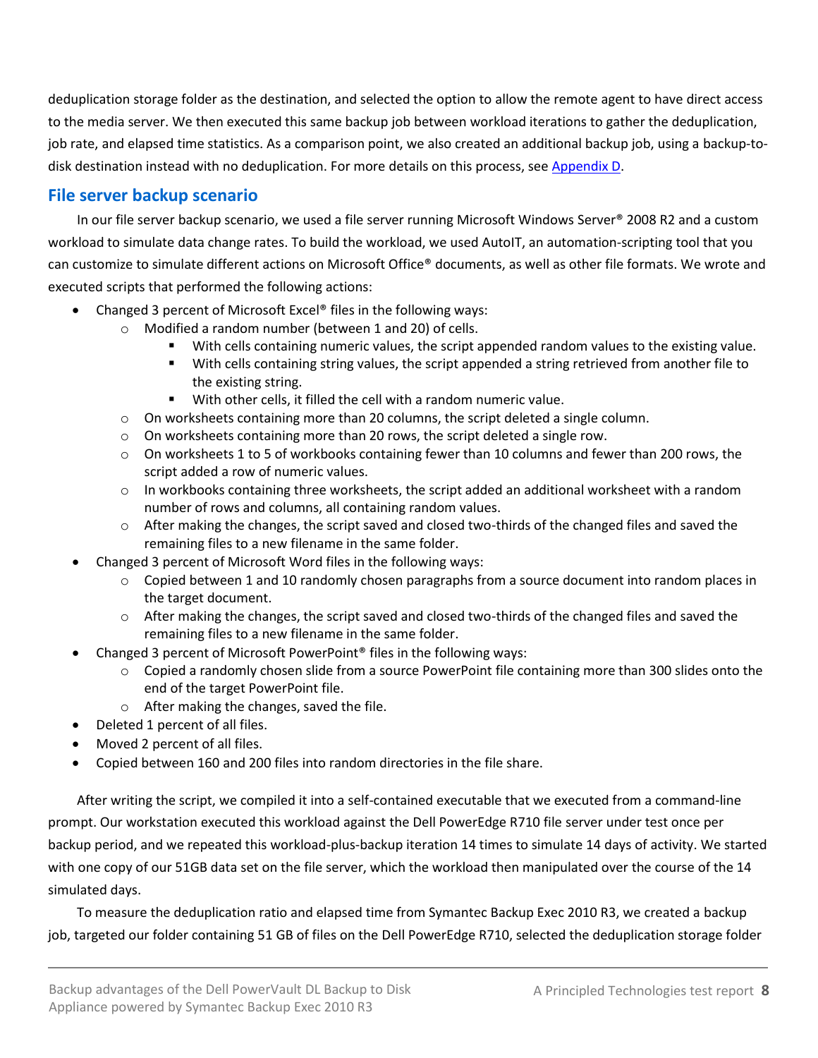deduplication storage folder as the destination, and selected the option to allow the remote agent to have direct access to the media server. We then executed this same backup job between workload iterations to gather the deduplication, job rate, and elapsed time statistics. As a comparison point, we also created an additional backup job, using a backup-to-disk destination instead with no deduplication. For more details on this process, see Appendix D.

## File server backup scenario

In our file server backup scenario, we used a file server running Microsoft Windows Server® 2008 R2 and a custom workload to simulate data change rates. To build the workload, we used AutoIT, an automation-scripting tool that you can customize to simulate different actions on Microsoft Office® documents, as well as other file formats. We wrote and executed scripts that performed the following actions:

- Changed 3 percent of Microsoft Excel® files in the following ways:
  - Modified a random number (between 1 and 20) of cells.
    - With cells containing numeric values, the script appended random values to the existing value.
    - With cells containing string values, the script appended a string retrieved from another file to the existing string.
    - With other cells, it filled the cell with a random numeric value.
  - On worksheets containing more than 20 columns, the script deleted a single column.
  - On worksheets containing more than 20 rows, the script deleted a single row.
  - On worksheets 1 to 5 of workbooks containing fewer than 10 columns and fewer than 200 rows, the script added a row of numeric values.
  - In workbooks containing three worksheets, the script added an additional worksheet with a random number of rows and columns, all containing random values.
  - After making the changes, the script saved and closed two-thirds of the changed files and saved the remaining files to a new filename in the same folder.
- Changed 3 percent of Microsoft Word files in the following ways:
  - Copied between 1 and 10 randomly chosen paragraphs from a source document into random places in the target document.
  - After making the changes, the script saved and closed two-thirds of the changed files and saved the remaining files to a new filename in the same folder.
- Changed 3 percent of Microsoft PowerPoint® files in the following ways:
  - Copied a randomly chosen slide from a source PowerPoint file containing more than 300 slides onto the end of the target PowerPoint file.
  - After making the changes, saved the file.
- Deleted 1 percent of all files.
- Moved 2 percent of all files.
- Copied between 160 and 200 files into random directories in the file share.

After writing the script, we compiled it into a self-contained executable that we executed from a command-line prompt. Our workstation executed this workload against the Dell PowerEdge R710 file server under test once per backup period, and we repeated this workload-plus-backup iteration 14 times to simulate 14 days of activity. We started with one copy of our 51GB data set on the file server, which the workload then manipulated over the course of the 14 simulated days.

To measure the deduplication ratio and elapsed time from Symantec Backup Exec 2010 R3, we created a backup job, targeted our folder containing 51 GB of files on the Dell PowerEdge R710, selected the deduplication storage folder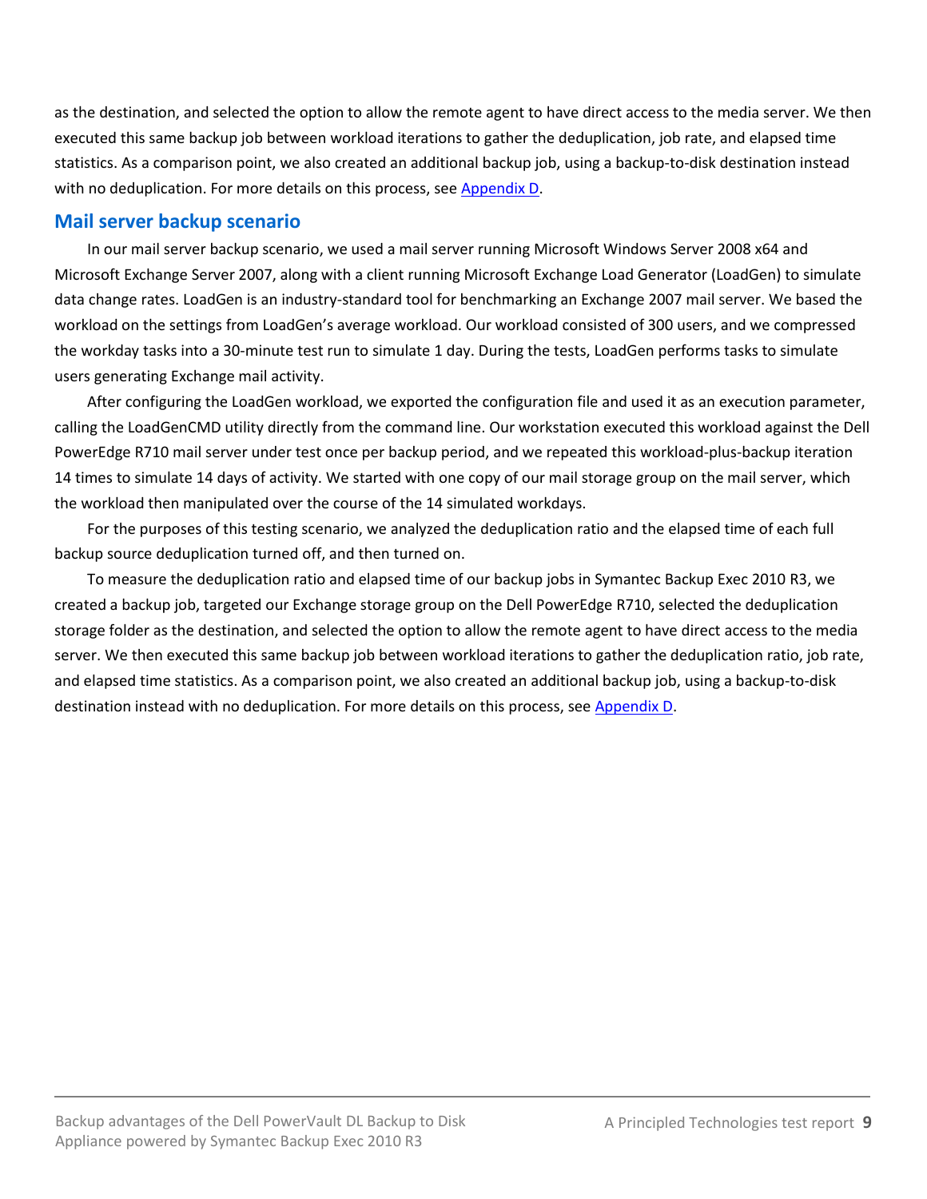as the destination, and selected the option to allow the remote agent to have direct access to the media server. We then executed this same backup job between workload iterations to gather the deduplication, job rate, and elapsed time statistics. As a comparison point, we also created an additional backup job, using a backup-to-disk destination instead with no deduplication. For more details on this process, see Appendix D.

## Mail server backup scenario

In our mail server backup scenario, we used a mail server running Microsoft Windows Server 2008 x64 and Microsoft Exchange Server 2007, along with a client running Microsoft Exchange Load Generator (LoadGen) to simulate data change rates. LoadGen is an industry-standard tool for benchmarking an Exchange 2007 mail server. We based the workload on the settings from LoadGen's average workload. Our workload consisted of 300 users, and we compressed the workday tasks into a 30-minute test run to simulate 1 day. During the tests, LoadGen performs tasks to simulate users generating Exchange mail activity.

After configuring the LoadGen workload, we exported the configuration file and used it as an execution parameter, calling the LoadGenCMD utility directly from the command line. Our workstation executed this workload against the Dell PowerEdge R710 mail server under test once per backup period, and we repeated this workload-plus-backup iteration 14 times to simulate 14 days of activity. We started with one copy of our mail storage group on the mail server, which the workload then manipulated over the course of the 14 simulated workdays.

For the purposes of this testing scenario, we analyzed the deduplication ratio and the elapsed time of each full backup source deduplication turned off, and then turned on.

To measure the deduplication ratio and elapsed time of our backup jobs in Symantec Backup Exec 2010 R3, we created a backup job, targeted our Exchange storage group on the Dell PowerEdge R710, selected the deduplication storage folder as the destination, and selected the option to allow the remote agent to have direct access to the media server. We then executed this same backup job between workload iterations to gather the deduplication ratio, job rate, and elapsed time statistics. As a comparison point, we also created an additional backup job, using a backup-to-disk destination instead with no deduplication. For more details on this process, see Appendix D.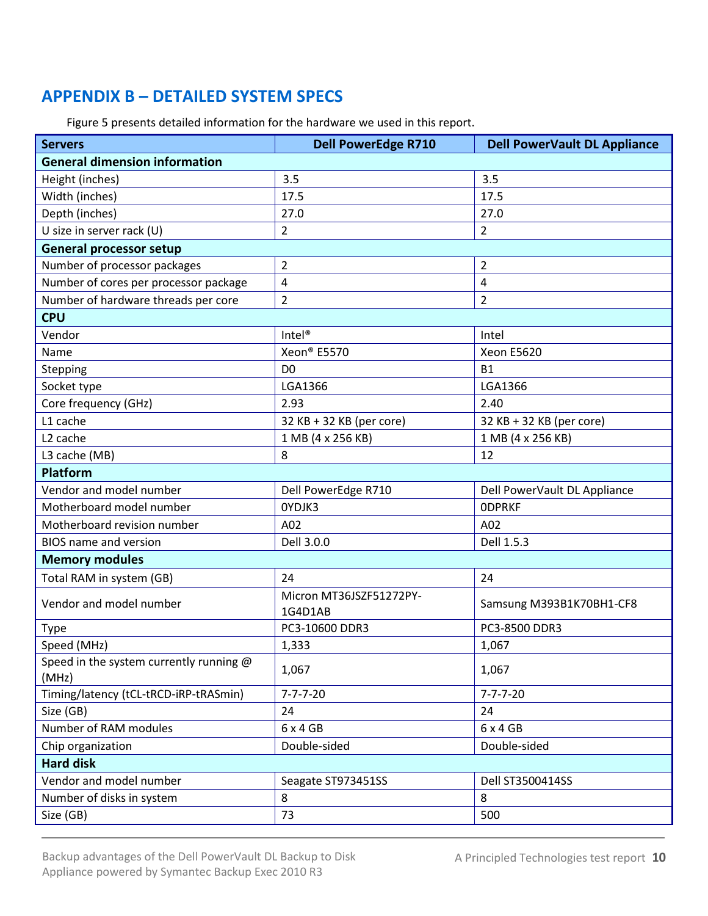## APPENDIX B – DETAILED SYSTEM SPECS

Figure 5 presents detailed information for the hardware we used in this report.

| Servers | Dell PowerEdge R710 | Dell PowerVault DL Appliance |
|---|---|---|
| **General dimension information** | | |
| Height (inches) | 3.5 | 3.5 |
| Width (inches) | 17.5 | 17.5 |
| Depth (inches) | 27.0 | 27.0 |
| U size in server rack (U) | 2 | 2 |
| **General processor setup** | | |
| Number of processor packages | 2 | 2 |
| Number of cores per processor package | 4 | 4 |
| Number of hardware threads per core | 2 | 2 |
| **CPU** | | |
| Vendor | Intel® | Intel |
| Name | Xeon® E5570 | Xeon E5620 |
| Stepping | D0 | B1 |
| Socket type | LGA1366 | LGA1366 |
| Core frequency (GHz) | 2.93 | 2.40 |
| L1 cache | 32 KB + 32 KB (per core) | 32 KB + 32 KB (per core) |
| L2 cache | 1 MB (4 x 256 KB) | 1 MB (4 x 256 KB) |
| L3 cache (MB) | 8 | 12 |
| **Platform** | | |
| Vendor and model number | Dell PowerEdge R710 | Dell PowerVault DL Appliance |
| Motherboard model number | 0YDJK3 | 0DPRKF |
| Motherboard revision number | A02 | A02 |
| BIOS name and version | Dell 3.0.0 | Dell 1.5.3 |
| **Memory modules** | | |
| Total RAM in system (GB) | 24 | 24 |
| Vendor and model number | Micron MT36JSZF51272PY-1G4D1AB | Samsung M393B1K70BH1-CF8 |
| Type | PC3-10600 DDR3 | PC3-8500 DDR3 |
| Speed (MHz) | 1,333 | 1,067 |
| Speed in the system currently running @ (MHz) | 1,067 | 1,067 |
| Timing/latency (tCL-tRCD-iRP-tRASmin) | 7-7-7-20 | 7-7-7-20 |
| Size (GB) | 24 | 24 |
| Number of RAM modules | 6 x 4 GB | 6 x 4 GB |
| Chip organization | Double-sided | Double-sided |
| **Hard disk** | | |
| Vendor and model number | Seagate ST973451SS | Dell ST3500414SS |
| Number of disks in system | 8 | 8 |
| Size (GB) | 73 | 500 |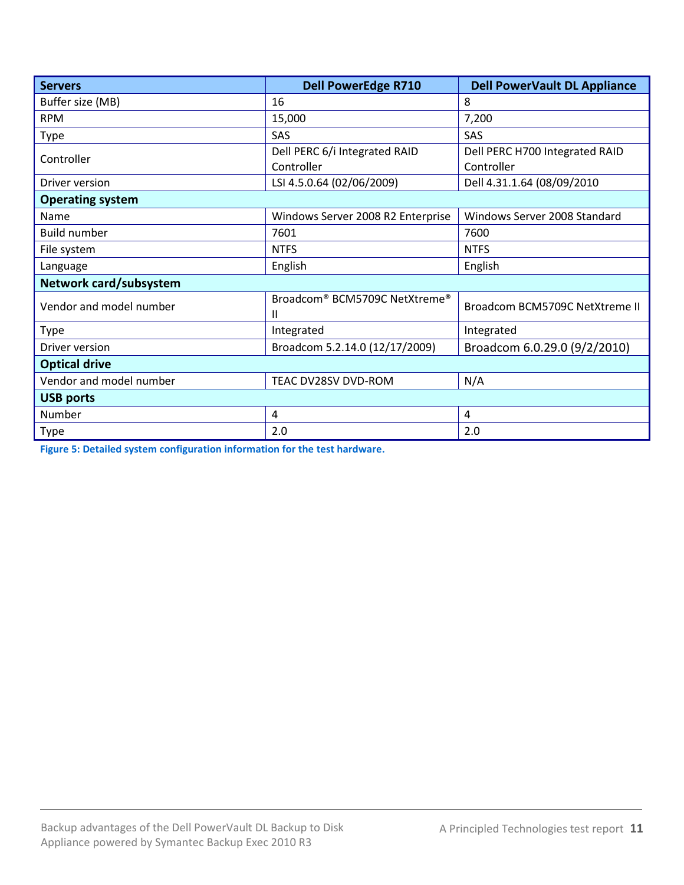| Servers | Dell PowerEdge R710 | Dell PowerVault DL Appliance |
| --- | --- | --- |
| Buffer size (MB) | 16 | 8 |
| RPM | 15,000 | 7,200 |
| Type | SAS | SAS |
| Controller | Dell PERC 6/i Integrated RAID Controller | Dell PERC H700 Integrated RAID Controller |
| Driver version | LSI 4.5.0.64 (02/06/2009) | Dell 4.31.1.64 (08/09/2010 |
| **Operating system** | | |
| Name | Windows Server 2008 R2 Enterprise | Windows Server 2008 Standard |
| Build number | 7601 | 7600 |
| File system | NTFS | NTFS |
| Language | English | English |
| **Network card/subsystem** | | |
| Vendor and model number | Broadcom® BCM5709C NetXtreme® II | Broadcom BCM5709C NetXtreme II |
| Type | Integrated | Integrated |
| Driver version | Broadcom 5.2.14.0 (12/17/2009) | Broadcom 6.0.29.0 (9/2/2010) |
| **Optical drive** | | |
| Vendor and model number | TEAC DV28SV DVD-ROM | N/A |
| **USB ports** | | |
| Number | 4 | 4 |
| Type | 2.0 | 2.0 |

**Figure 5: Detailed system configuration information for the test hardware.**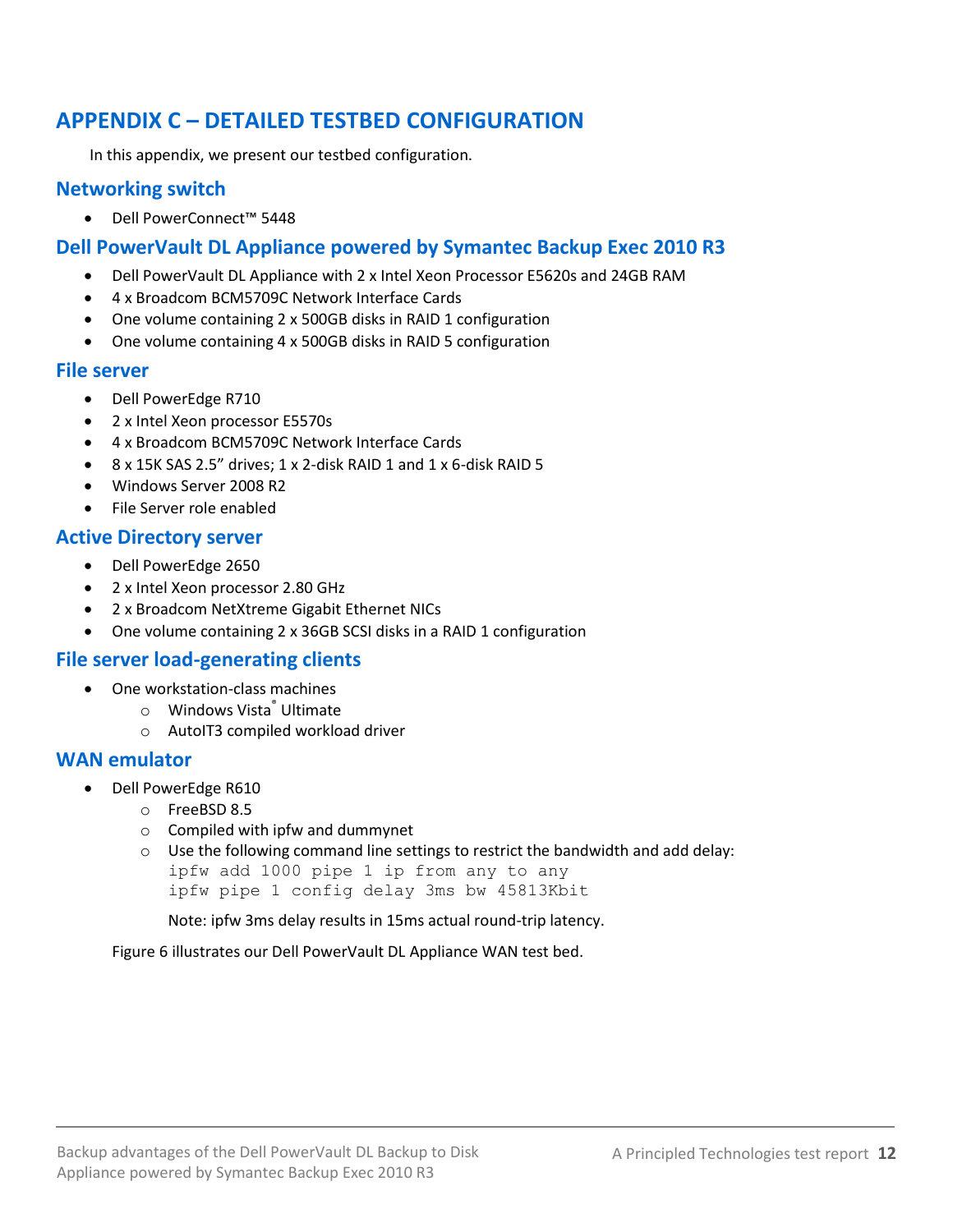## APPENDIX C – DETAILED TESTBED CONFIGURATION

In this appendix, we present our testbed configuration.

### Networking switch

- Dell PowerConnect™ 5448

### Dell PowerVault DL Appliance powered by Symantec Backup Exec 2010 R3

- Dell PowerVault DL Appliance with 2 x Intel Xeon Processor E5620s and 24GB RAM
- 4 x Broadcom BCM5709C Network Interface Cards
- One volume containing 2 x 500GB disks in RAID 1 configuration
- One volume containing 4 x 500GB disks in RAID 5 configuration

### File server

- Dell PowerEdge R710
- 2 x Intel Xeon processor E5570s
- 4 x Broadcom BCM5709C Network Interface Cards
- 8 x 15K SAS 2.5" drives; 1 x 2-disk RAID 1 and 1 x 6-disk RAID 5
- Windows Server 2008 R2
- File Server role enabled

### Active Directory server

- Dell PowerEdge 2650
- 2 x Intel Xeon processor 2.80 GHz
- 2 x Broadcom NetXtreme Gigabit Ethernet NICs
- One volume containing 2 x 36GB SCSI disks in a RAID 1 configuration

### File server load-generating clients

- One workstation-class machines
  - Windows Vista® Ultimate
  - AutoIT3 compiled workload driver

### WAN emulator

- Dell PowerEdge R610
  - FreeBSD 8.5
  - Compiled with ipfw and dummynet
  - Use the following command line settings to restrict the bandwidth and add delay:
    ```
    ipfw add 1000 pipe 1 ip from any to any
    ipfw pipe 1 config delay 3ms bw 45813Kbit
    ```
    Note: ipfw 3ms delay results in 15ms actual round-trip latency.

Figure 6 illustrates our Dell PowerVault DL Appliance WAN test bed.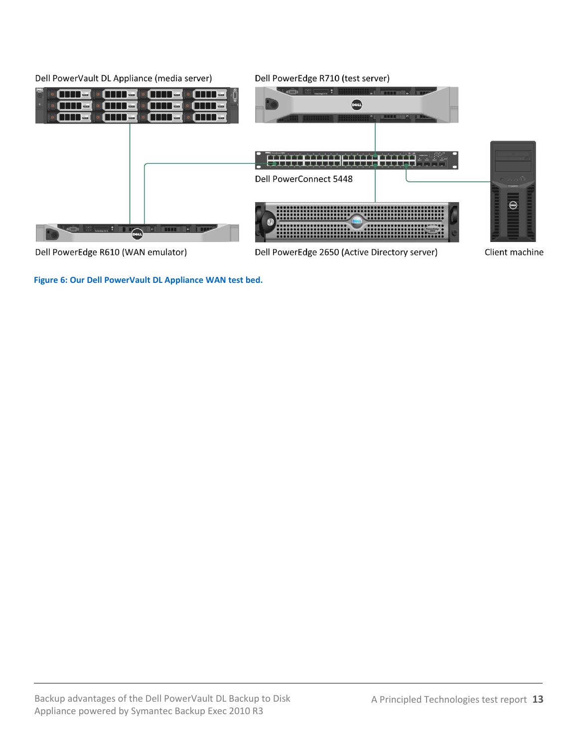Dell PowerVault DL Appliance (media server)

Dell PowerEdge R710 (test server)

Dell PowerConnect 5448

Dell PowerEdge R610 (WAN emulator)

Dell PowerEdge 2650 (Active Directory server)

Client machine

**Figure 6: Our Dell PowerVault DL Appliance WAN test bed.**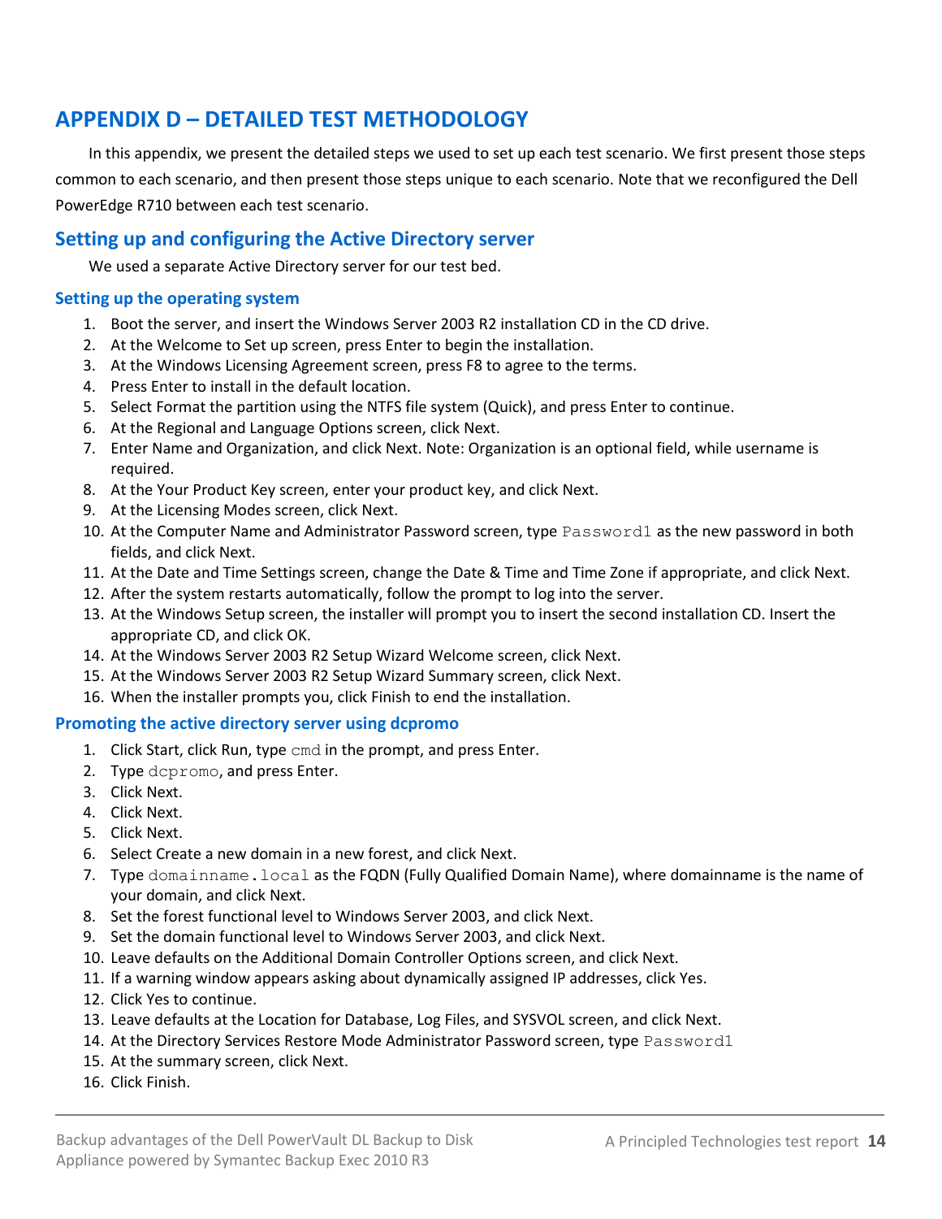# APPENDIX D – DETAILED TEST METHODOLOGY

In this appendix, we present the detailed steps we used to set up each test scenario. We first present those steps common to each scenario, and then present those steps unique to each scenario. Note that we reconfigured the Dell PowerEdge R710 between each test scenario.

## Setting up and configuring the Active Directory server

We used a separate Active Directory server for our test bed.

### Setting up the operating system

1. Boot the server, and insert the Windows Server 2003 R2 installation CD in the CD drive.
2. At the Welcome to Set up screen, press Enter to begin the installation.
3. At the Windows Licensing Agreement screen, press F8 to agree to the terms.
4. Press Enter to install in the default location.
5. Select Format the partition using the NTFS file system (Quick), and press Enter to continue.
6. At the Regional and Language Options screen, click Next.
7. Enter Name and Organization, and click Next. Note: Organization is an optional field, while username is required.
8. At the Your Product Key screen, enter your product key, and click Next.
9. At the Licensing Modes screen, click Next.
10. At the Computer Name and Administrator Password screen, type `Password1` as the new password in both fields, and click Next.
11. At the Date and Time Settings screen, change the Date & Time and Time Zone if appropriate, and click Next.
12. After the system restarts automatically, follow the prompt to log into the server.
13. At the Windows Setup screen, the installer will prompt you to insert the second installation CD. Insert the appropriate CD, and click OK.
14. At the Windows Server 2003 R2 Setup Wizard Welcome screen, click Next.
15. At the Windows Server 2003 R2 Setup Wizard Summary screen, click Next.
16. When the installer prompts you, click Finish to end the installation.

### Promoting the active directory server using dcpromo

1. Click Start, click Run, type `cmd` in the prompt, and press Enter.
2. Type `dcpromo`, and press Enter.
3. Click Next.
4. Click Next.
5. Click Next.
6. Select Create a new domain in a new forest, and click Next.
7. Type `domainname.local` as the FQDN (Fully Qualified Domain Name), where domainname is the name of your domain, and click Next.
8. Set the forest functional level to Windows Server 2003, and click Next.
9. Set the domain functional level to Windows Server 2003, and click Next.
10. Leave defaults on the Additional Domain Controller Options screen, and click Next.
11. If a warning window appears asking about dynamically assigned IP addresses, click Yes.
12. Click Yes to continue.
13. Leave defaults at the Location for Database, Log Files, and SYSVOL screen, and click Next.
14. At the Directory Services Restore Mode Administrator Password screen, type `Password1`
15. At the summary screen, click Next.
16. Click Finish.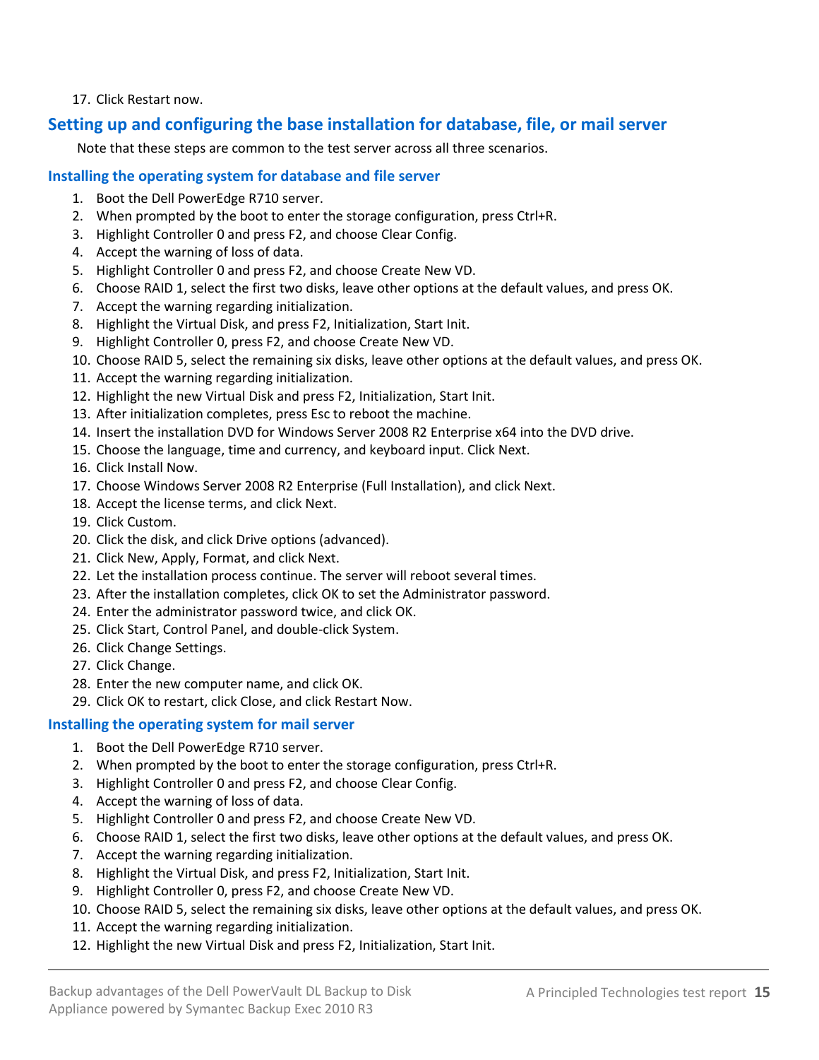17. Click Restart now.

## Setting up and configuring the base installation for database, file, or mail server

Note that these steps are common to the test server across all three scenarios.

### Installing the operating system for database and file server

1. Boot the Dell PowerEdge R710 server.
2. When prompted by the boot to enter the storage configuration, press Ctrl+R.
3. Highlight Controller 0 and press F2, and choose Clear Config.
4. Accept the warning of loss of data.
5. Highlight Controller 0 and press F2, and choose Create New VD.
6. Choose RAID 1, select the first two disks, leave other options at the default values, and press OK.
7. Accept the warning regarding initialization.
8. Highlight the Virtual Disk, and press F2, Initialization, Start Init.
9. Highlight Controller 0, press F2, and choose Create New VD.
10. Choose RAID 5, select the remaining six disks, leave other options at the default values, and press OK.
11. Accept the warning regarding initialization.
12. Highlight the new Virtual Disk and press F2, Initialization, Start Init.
13. After initialization completes, press Esc to reboot the machine.
14. Insert the installation DVD for Windows Server 2008 R2 Enterprise x64 into the DVD drive.
15. Choose the language, time and currency, and keyboard input. Click Next.
16. Click Install Now.
17. Choose Windows Server 2008 R2 Enterprise (Full Installation), and click Next.
18. Accept the license terms, and click Next.
19. Click Custom.
20. Click the disk, and click Drive options (advanced).
21. Click New, Apply, Format, and click Next.
22. Let the installation process continue. The server will reboot several times.
23. After the installation completes, click OK to set the Administrator password.
24. Enter the administrator password twice, and click OK.
25. Click Start, Control Panel, and double-click System.
26. Click Change Settings.
27. Click Change.
28. Enter the new computer name, and click OK.
29. Click OK to restart, click Close, and click Restart Now.

### Installing the operating system for mail server

1. Boot the Dell PowerEdge R710 server.
2. When prompted by the boot to enter the storage configuration, press Ctrl+R.
3. Highlight Controller 0 and press F2, and choose Clear Config.
4. Accept the warning of loss of data.
5. Highlight Controller 0 and press F2, and choose Create New VD.
6. Choose RAID 1, select the first two disks, leave other options at the default values, and press OK.
7. Accept the warning regarding initialization.
8. Highlight the Virtual Disk, and press F2, Initialization, Start Init.
9. Highlight Controller 0, press F2, and choose Create New VD.
10. Choose RAID 5, select the remaining six disks, leave other options at the default values, and press OK.
11. Accept the warning regarding initialization.
12. Highlight the new Virtual Disk and press F2, Initialization, Start Init.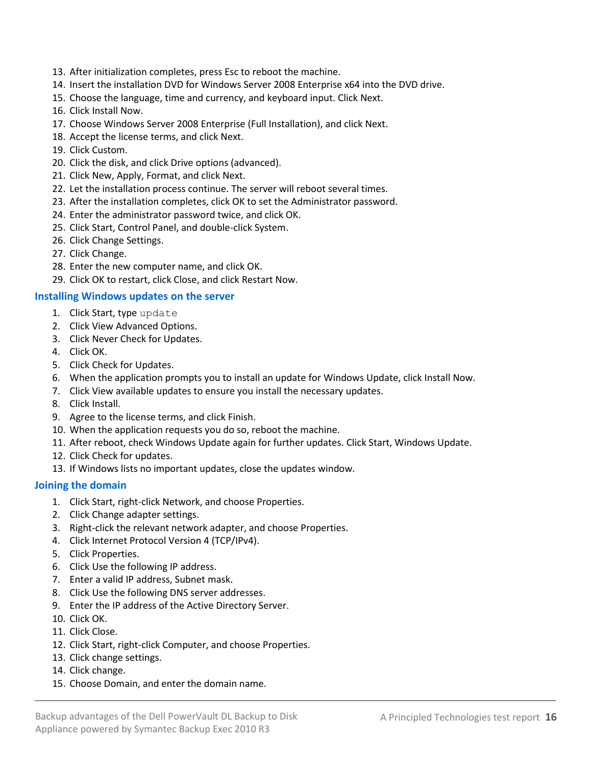13. After initialization completes, press Esc to reboot the machine.
14. Insert the installation DVD for Windows Server 2008 Enterprise x64 into the DVD drive.
15. Choose the language, time and currency, and keyboard input. Click Next.
16. Click Install Now.
17. Choose Windows Server 2008 Enterprise (Full Installation), and click Next.
18. Accept the license terms, and click Next.
19. Click Custom.
20. Click the disk, and click Drive options (advanced).
21. Click New, Apply, Format, and click Next.
22. Let the installation process continue. The server will reboot several times.
23. After the installation completes, click OK to set the Administrator password.
24. Enter the administrator password twice, and click OK.
25. Click Start, Control Panel, and double-click System.
26. Click Change Settings.
27. Click Change.
28. Enter the new computer name, and click OK.
29. Click OK to restart, click Close, and click Restart Now.

### Installing Windows updates on the server

1. Click Start, type `update`
2. Click View Advanced Options.
3. Click Never Check for Updates.
4. Click OK.
5. Click Check for Updates.
6. When the application prompts you to install an update for Windows Update, click Install Now.
7. Click View available updates to ensure you install the necessary updates.
8. Click Install.
9. Agree to the license terms, and click Finish.
10. When the application requests you do so, reboot the machine.
11. After reboot, check Windows Update again for further updates. Click Start, Windows Update.
12. Click Check for updates.
13. If Windows lists no important updates, close the updates window.

### Joining the domain

1. Click Start, right-click Network, and choose Properties.
2. Click Change adapter settings.
3. Right-click the relevant network adapter, and choose Properties.
4. Click Internet Protocol Version 4 (TCP/IPv4).
5. Click Properties.
6. Click Use the following IP address.
7. Enter a valid IP address, Subnet mask.
8. Click Use the following DNS server addresses.
9. Enter the IP address of the Active Directory Server.
10. Click OK.
11. Click Close.
12. Click Start, right-click Computer, and choose Properties.
13. Click change settings.
14. Click change.
15. Choose Domain, and enter the domain name.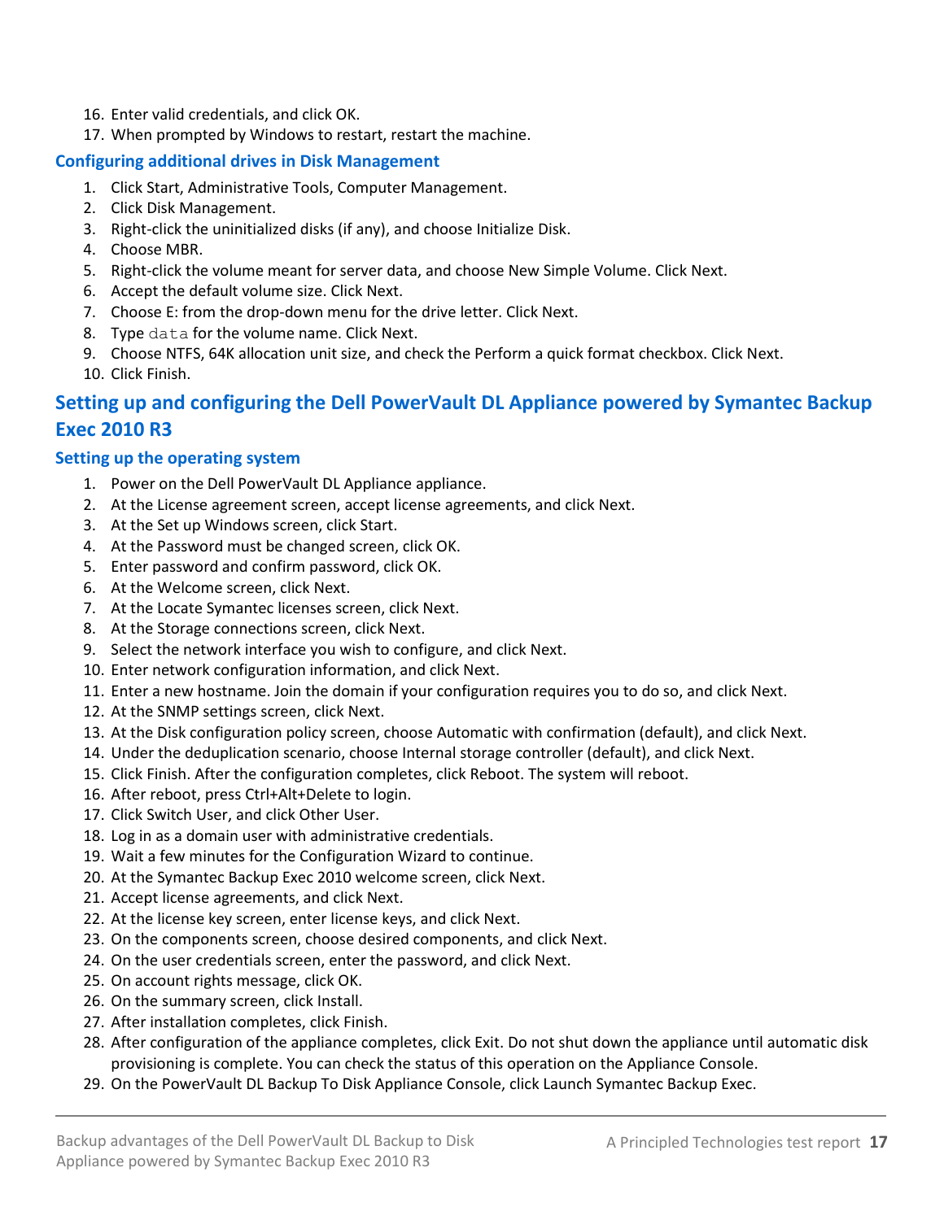16. Enter valid credentials, and click OK.
17. When prompted by Windows to restart, restart the machine.

### Configuring additional drives in Disk Management

1. Click Start, Administrative Tools, Computer Management.
2. Click Disk Management.
3. Right-click the uninitialized disks (if any), and choose Initialize Disk.
4. Choose MBR.
5. Right-click the volume meant for server data, and choose New Simple Volume. Click Next.
6. Accept the default volume size. Click Next.
7. Choose E: from the drop-down menu for the drive letter. Click Next.
8. Type `data` for the volume name. Click Next.
9. Choose NTFS, 64K allocation unit size, and check the Perform a quick format checkbox. Click Next.
10. Click Finish.

## Setting up and configuring the Dell PowerVault DL Appliance powered by Symantec Backup Exec 2010 R3

### Setting up the operating system

1. Power on the Dell PowerVault DL Appliance appliance.
2. At the License agreement screen, accept license agreements, and click Next.
3. At the Set up Windows screen, click Start.
4. At the Password must be changed screen, click OK.
5. Enter password and confirm password, click OK.
6. At the Welcome screen, click Next.
7. At the Locate Symantec licenses screen, click Next.
8. At the Storage connections screen, click Next.
9. Select the network interface you wish to configure, and click Next.
10. Enter network configuration information, and click Next.
11. Enter a new hostname. Join the domain if your configuration requires you to do so, and click Next.
12. At the SNMP settings screen, click Next.
13. At the Disk configuration policy screen, choose Automatic with confirmation (default), and click Next.
14. Under the deduplication scenario, choose Internal storage controller (default), and click Next.
15. Click Finish. After the configuration completes, click Reboot. The system will reboot.
16. After reboot, press Ctrl+Alt+Delete to login.
17. Click Switch User, and click Other User.
18. Log in as a domain user with administrative credentials.
19. Wait a few minutes for the Configuration Wizard to continue.
20. At the Symantec Backup Exec 2010 welcome screen, click Next.
21. Accept license agreements, and click Next.
22. At the license key screen, enter license keys, and click Next.
23. On the components screen, choose desired components, and click Next.
24. On the user credentials screen, enter the password, and click Next.
25. On account rights message, click OK.
26. On the summary screen, click Install.
27. After installation completes, click Finish.
28. After configuration of the appliance completes, click Exit. Do not shut down the appliance until automatic disk provisioning is complete. You can check the status of this operation on the Appliance Console.
29. On the PowerVault DL Backup To Disk Appliance Console, click Launch Symantec Backup Exec.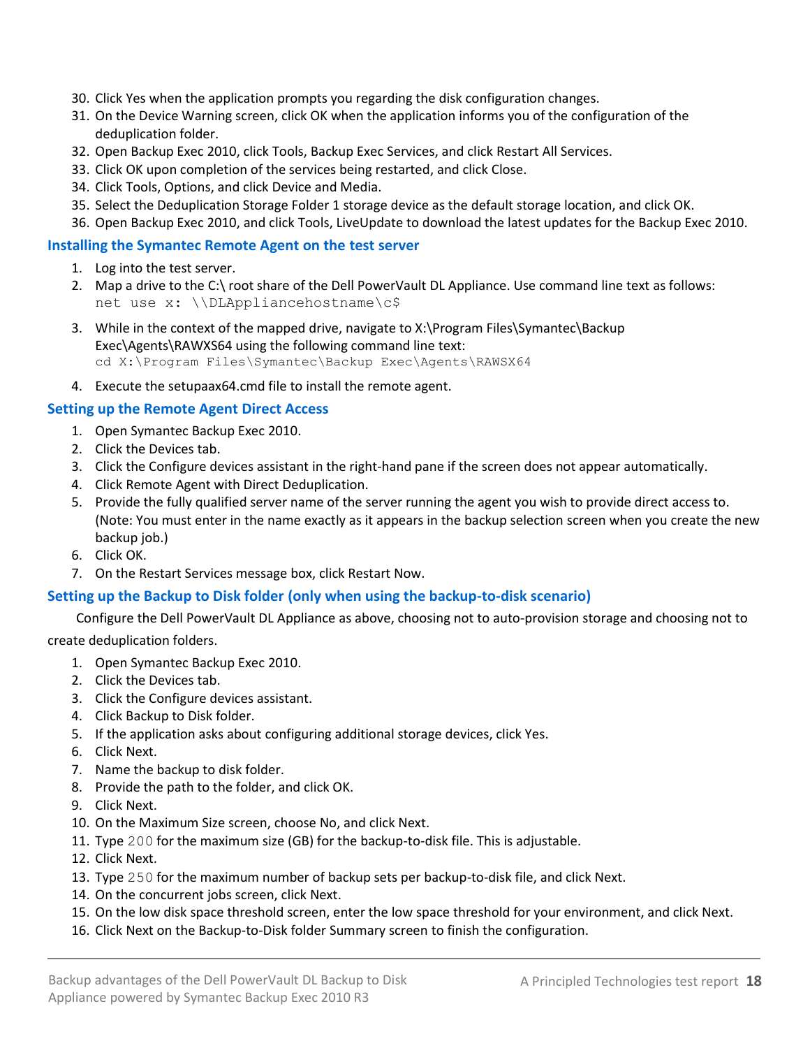30. Click Yes when the application prompts you regarding the disk configuration changes.
31. On the Device Warning screen, click OK when the application informs you of the configuration of the deduplication folder.
32. Open Backup Exec 2010, click Tools, Backup Exec Services, and click Restart All Services.
33. Click OK upon completion of the services being restarted, and click Close.
34. Click Tools, Options, and click Device and Media.
35. Select the Deduplication Storage Folder 1 storage device as the default storage location, and click OK.
36. Open Backup Exec 2010, and click Tools, LiveUpdate to download the latest updates for the Backup Exec 2010.

### Installing the Symantec Remote Agent on the test server

1. Log into the test server.
2. Map a drive to the C:\ root share of the Dell PowerVault DL Appliance. Use command line text as follows:
   ```
   net use x: \\DLAppliancehostname\c$
   ```
3. While in the context of the mapped drive, navigate to X:\Program Files\Symantec\Backup Exec\Agents\RAWXS64 using the following command line text:
   ```
   cd X:\Program Files\Symantec\Backup Exec\Agents\RAWSX64
   ```
4. Execute the setupaax64.cmd file to install the remote agent.

### Setting up the Remote Agent Direct Access

1. Open Symantec Backup Exec 2010.
2. Click the Devices tab.
3. Click the Configure devices assistant in the right-hand pane if the screen does not appear automatically.
4. Click Remote Agent with Direct Deduplication.
5. Provide the fully qualified server name of the server running the agent you wish to provide direct access to. (Note: You must enter in the name exactly as it appears in the backup selection screen when you create the new backup job.)
6. Click OK.
7. On the Restart Services message box, click Restart Now.

### Setting up the Backup to Disk folder (only when using the backup-to-disk scenario)

Configure the Dell PowerVault DL Appliance as above, choosing not to auto-provision storage and choosing not to create deduplication folders.

1. Open Symantec Backup Exec 2010.
2. Click the Devices tab.
3. Click the Configure devices assistant.
4. Click Backup to Disk folder.
5. If the application asks about configuring additional storage devices, click Yes.
6. Click Next.
7. Name the backup to disk folder.
8. Provide the path to the folder, and click OK.
9. Click Next.
10. On the Maximum Size screen, choose No, and click Next.
11. Type `200` for the maximum size (GB) for the backup-to-disk file. This is adjustable.
12. Click Next.
13. Type `250` for the maximum number of backup sets per backup-to-disk file, and click Next.
14. On the concurrent jobs screen, click Next.
15. On the low disk space threshold screen, enter the low space threshold for your environment, and click Next.
16. Click Next on the Backup-to-Disk folder Summary screen to finish the configuration.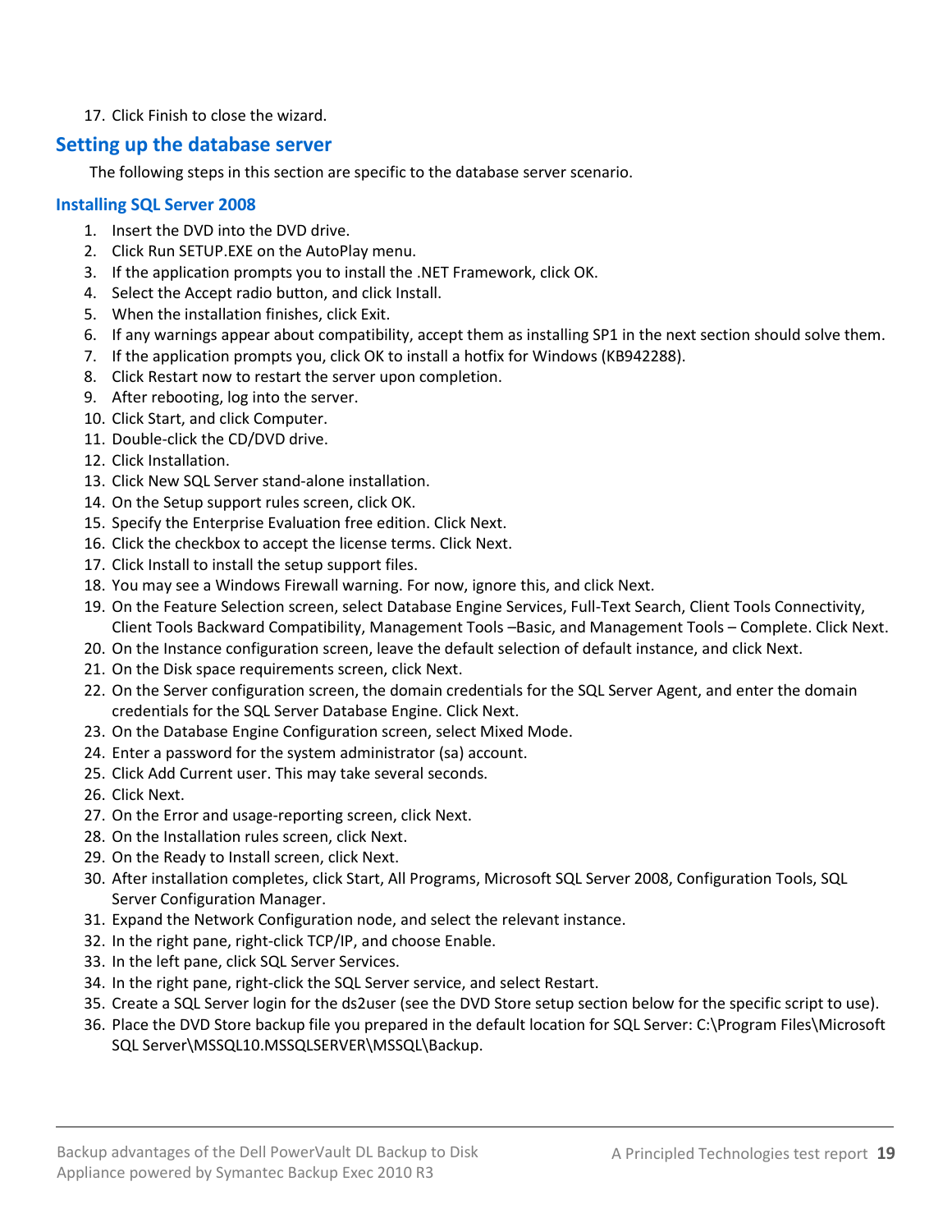17. Click Finish to close the wizard.

## Setting up the database server

The following steps in this section are specific to the database server scenario.

### Installing SQL Server 2008

1. Insert the DVD into the DVD drive.
2. Click Run SETUP.EXE on the AutoPlay menu.
3. If the application prompts you to install the .NET Framework, click OK.
4. Select the Accept radio button, and click Install.
5. When the installation finishes, click Exit.
6. If any warnings appear about compatibility, accept them as installing SP1 in the next section should solve them.
7. If the application prompts you, click OK to install a hotfix for Windows (KB942288).
8. Click Restart now to restart the server upon completion.
9. After rebooting, log into the server.
10. Click Start, and click Computer.
11. Double-click the CD/DVD drive.
12. Click Installation.
13. Click New SQL Server stand-alone installation.
14. On the Setup support rules screen, click OK.
15. Specify the Enterprise Evaluation free edition. Click Next.
16. Click the checkbox to accept the license terms. Click Next.
17. Click Install to install the setup support files.
18. You may see a Windows Firewall warning. For now, ignore this, and click Next.
19. On the Feature Selection screen, select Database Engine Services, Full-Text Search, Client Tools Connectivity, Client Tools Backward Compatibility, Management Tools –Basic, and Management Tools – Complete. Click Next.
20. On the Instance configuration screen, leave the default selection of default instance, and click Next.
21. On the Disk space requirements screen, click Next.
22. On the Server configuration screen, the domain credentials for the SQL Server Agent, and enter the domain credentials for the SQL Server Database Engine. Click Next.
23. On the Database Engine Configuration screen, select Mixed Mode.
24. Enter a password for the system administrator (sa) account.
25. Click Add Current user. This may take several seconds.
26. Click Next.
27. On the Error and usage-reporting screen, click Next.
28. On the Installation rules screen, click Next.
29. On the Ready to Install screen, click Next.
30. After installation completes, click Start, All Programs, Microsoft SQL Server 2008, Configuration Tools, SQL Server Configuration Manager.
31. Expand the Network Configuration node, and select the relevant instance.
32. In the right pane, right-click TCP/IP, and choose Enable.
33. In the left pane, click SQL Server Services.
34. In the right pane, right-click the SQL Server service, and select Restart.
35. Create a SQL Server login for the ds2user (see the DVD Store setup section below for the specific script to use).
36. Place the DVD Store backup file you prepared in the default location for SQL Server: C:\Program Files\Microsoft SQL Server\MSSQL10.MSSQLSERVER\MSSQL\Backup.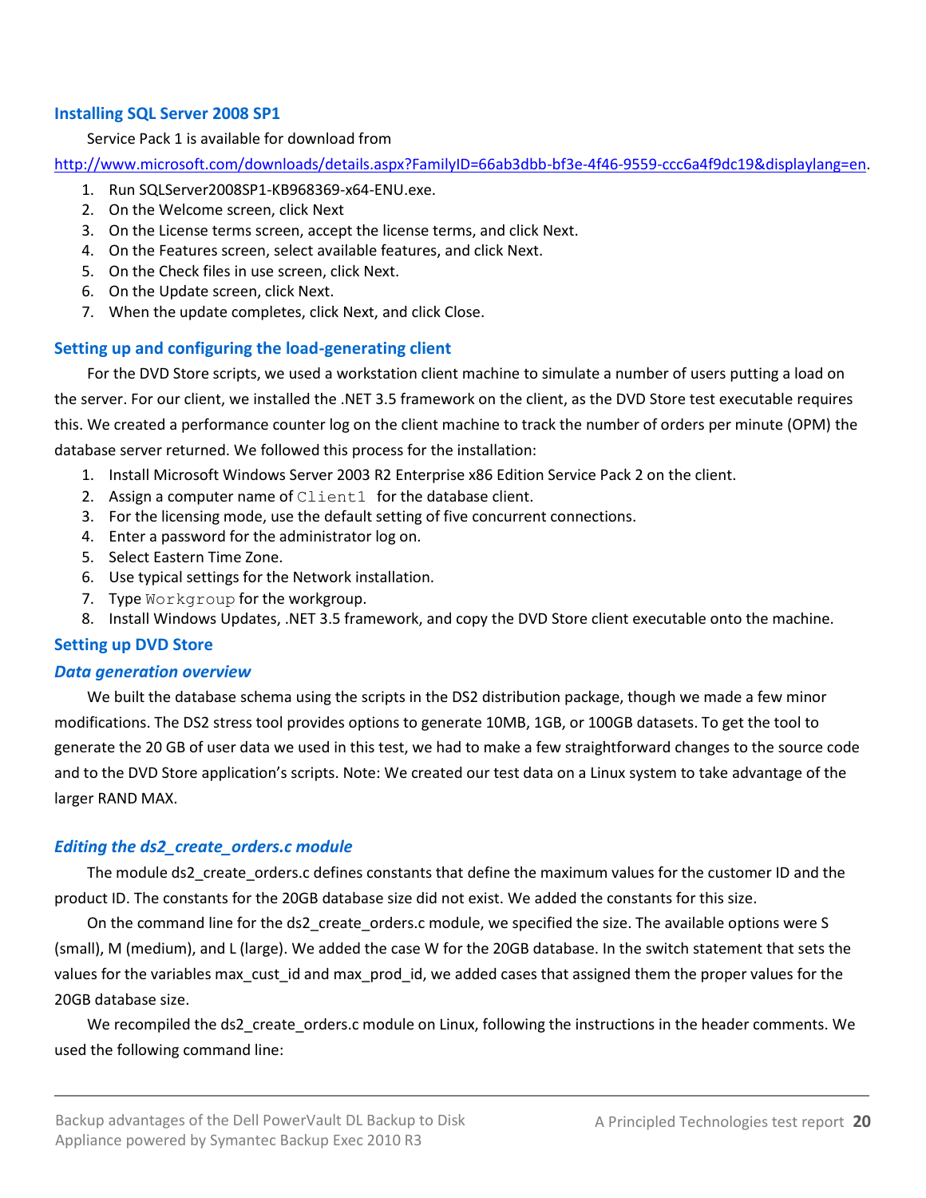### Installing SQL Server 2008 SP1

Service Pack 1 is available for download from http://www.microsoft.com/downloads/details.aspx?FamilyID=66ab3dbb-bf3e-4f46-9559-ccc6a4f9dc19&displaylang=en.

1. Run SQLServer2008SP1-KB968369-x64-ENU.exe.
2. On the Welcome screen, click Next
3. On the License terms screen, accept the license terms, and click Next.
4. On the Features screen, select available features, and click Next.
5. On the Check files in use screen, click Next.
6. On the Update screen, click Next.
7. When the update completes, click Next, and click Close.

### Setting up and configuring the load-generating client

For the DVD Store scripts, we used a workstation client machine to simulate a number of users putting a load on the server. For our client, we installed the .NET 3.5 framework on the client, as the DVD Store test executable requires this. We created a performance counter log on the client machine to track the number of orders per minute (OPM) the database server returned. We followed this process for the installation:

1. Install Microsoft Windows Server 2003 R2 Enterprise x86 Edition Service Pack 2 on the client.
2. Assign a computer name of `Client1` for the database client.
3. For the licensing mode, use the default setting of five concurrent connections.
4. Enter a password for the administrator log on.
5. Select Eastern Time Zone.
6. Use typical settings for the Network installation.
7. Type `Workgroup` for the workgroup.
8. Install Windows Updates, .NET 3.5 framework, and copy the DVD Store client executable onto the machine.

### Setting up DVD Store

#### *Data generation overview*

We built the database schema using the scripts in the DS2 distribution package, though we made a few minor modifications. The DS2 stress tool provides options to generate 10MB, 1GB, or 100GB datasets. To get the tool to generate the 20 GB of user data we used in this test, we had to make a few straightforward changes to the source code and to the DVD Store application's scripts. Note: We created our test data on a Linux system to take advantage of the larger RAND MAX.

#### *Editing the ds2_create_orders.c module*

The module ds2_create_orders.c defines constants that define the maximum values for the customer ID and the product ID. The constants for the 20GB database size did not exist. We added the constants for this size.

On the command line for the ds2_create_orders.c module, we specified the size. The available options were S (small), M (medium), and L (large). We added the case W for the 20GB database. In the switch statement that sets the values for the variables max_cust_id and max_prod_id, we added cases that assigned them the proper values for the 20GB database size.

We recompiled the ds2_create_orders.c module on Linux, following the instructions in the header comments. We used the following command line: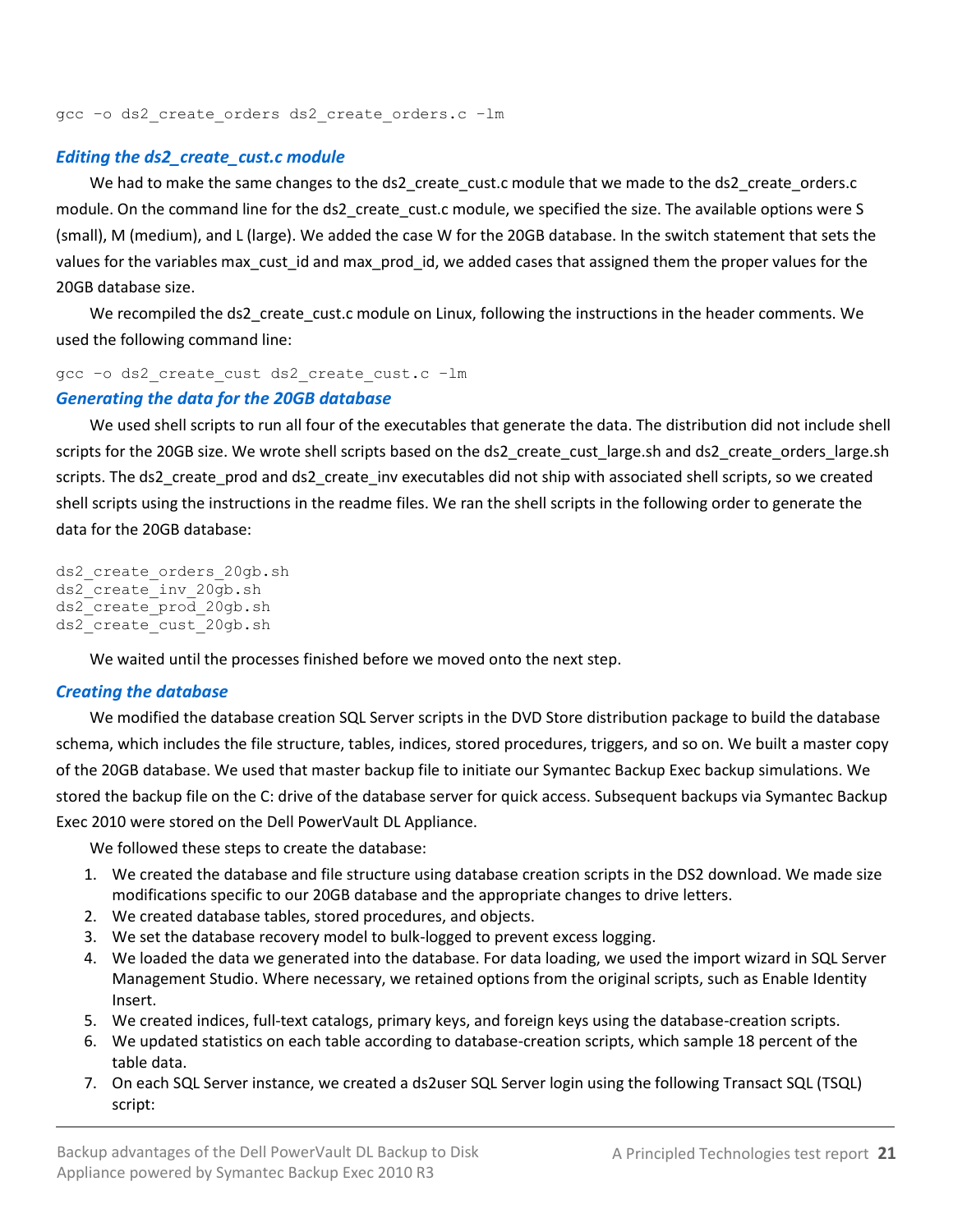```
gcc –o ds2_create_orders ds2_create_orders.c –lm
```

### Editing the ds2_create_cust.c module

We had to make the same changes to the ds2_create_cust.c module that we made to the ds2_create_orders.c module. On the command line for the ds2_create_cust.c module, we specified the size. The available options were S (small), M (medium), and L (large). We added the case W for the 20GB database. In the switch statement that sets the values for the variables max_cust_id and max_prod_id, we added cases that assigned them the proper values for the 20GB database size.

We recompiled the ds2_create_cust.c module on Linux, following the instructions in the header comments. We used the following command line:

```
gcc –o ds2_create_cust ds2_create_cust.c –lm
```

### Generating the data for the 20GB database

We used shell scripts to run all four of the executables that generate the data. The distribution did not include shell scripts for the 20GB size. We wrote shell scripts based on the ds2_create_cust_large.sh and ds2_create_orders_large.sh scripts. The ds2_create_prod and ds2_create_inv executables did not ship with associated shell scripts, so we created shell scripts using the instructions in the readme files. We ran the shell scripts in the following order to generate the data for the 20GB database:

```
ds2_create_orders_20gb.sh
ds2_create_inv_20gb.sh
ds2_create_prod_20gb.sh
ds2_create_cust_20gb.sh
```

We waited until the processes finished before we moved onto the next step.

### Creating the database

We modified the database creation SQL Server scripts in the DVD Store distribution package to build the database schema, which includes the file structure, tables, indices, stored procedures, triggers, and so on. We built a master copy of the 20GB database. We used that master backup file to initiate our Symantec Backup Exec backup simulations. We stored the backup file on the C: drive of the database server for quick access. Subsequent backups via Symantec Backup Exec 2010 were stored on the Dell PowerVault DL Appliance.

We followed these steps to create the database:

1. We created the database and file structure using database creation scripts in the DS2 download. We made size modifications specific to our 20GB database and the appropriate changes to drive letters.
2. We created database tables, stored procedures, and objects.
3. We set the database recovery model to bulk-logged to prevent excess logging.
4. We loaded the data we generated into the database. For data loading, we used the import wizard in SQL Server Management Studio. Where necessary, we retained options from the original scripts, such as Enable Identity Insert.
5. We created indices, full-text catalogs, primary keys, and foreign keys using the database-creation scripts.
6. We updated statistics on each table according to database-creation scripts, which sample 18 percent of the table data.
7. On each SQL Server instance, we created a ds2user SQL Server login using the following Transact SQL (TSQL) script: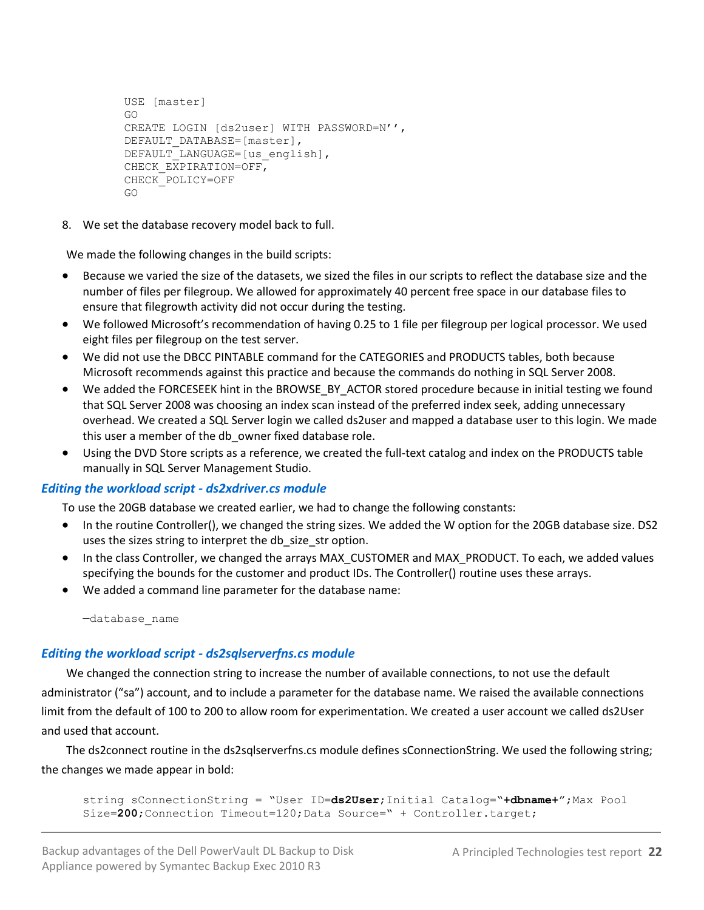```
USE [master]
GO
CREATE LOGIN [ds2user] WITH PASSWORD=N'',
DEFAULT_DATABASE=[master],
DEFAULT_LANGUAGE=[us_english],
CHECK_EXPIRATION=OFF,
CHECK_POLICY=OFF
GO
```

8. We set the database recovery model back to full.

We made the following changes in the build scripts:

- Because we varied the size of the datasets, we sized the files in our scripts to reflect the database size and the number of files per filegroup. We allowed for approximately 40 percent free space in our database files to ensure that filegrowth activity did not occur during the testing.
- We followed Microsoft's recommendation of having 0.25 to 1 file per filegroup per logical processor. We used eight files per filegroup on the test server.
- We did not use the DBCC PINTABLE command for the CATEGORIES and PRODUCTS tables, both because Microsoft recommends against this practice and because the commands do nothing in SQL Server 2008.
- We added the FORCESEEK hint in the BROWSE_BY_ACTOR stored procedure because in initial testing we found that SQL Server 2008 was choosing an index scan instead of the preferred index seek, adding unnecessary overhead. We created a SQL Server login we called ds2user and mapped a database user to this login. We made this user a member of the db_owner fixed database role.
- Using the DVD Store scripts as a reference, we created the full-text catalog and index on the PRODUCTS table manually in SQL Server Management Studio.

### *Editing the workload script - ds2xdriver.cs module*

To use the 20GB database we created earlier, we had to change the following constants:

- In the routine Controller(), we changed the string sizes. We added the W option for the 20GB database size. DS2 uses the sizes string to interpret the db_size_str option.
- In the class Controller, we changed the arrays MAX_CUSTOMER and MAX_PRODUCT. To each, we added values specifying the bounds for the customer and product IDs. The Controller() routine uses these arrays.
- We added a command line parameter for the database name:

```
—database_name
```

### *Editing the workload script - ds2sqlserverfns.cs module*

We changed the connection string to increase the number of available connections, to not use the default administrator ("sa") account, and to include a parameter for the database name. We raised the available connections limit from the default of 100 to 200 to allow room for experimentation. We created a user account we called ds2User and used that account.

The ds2connect routine in the ds2sqlserverfns.cs module defines sConnectionString. We used the following string; the changes we made appear in bold:

```
string sConnectionString = "User ID=ds2User;Initial Catalog="+dbname+";Max Pool
Size=200;Connection Timeout=120;Data Source=" + Controller.target;
```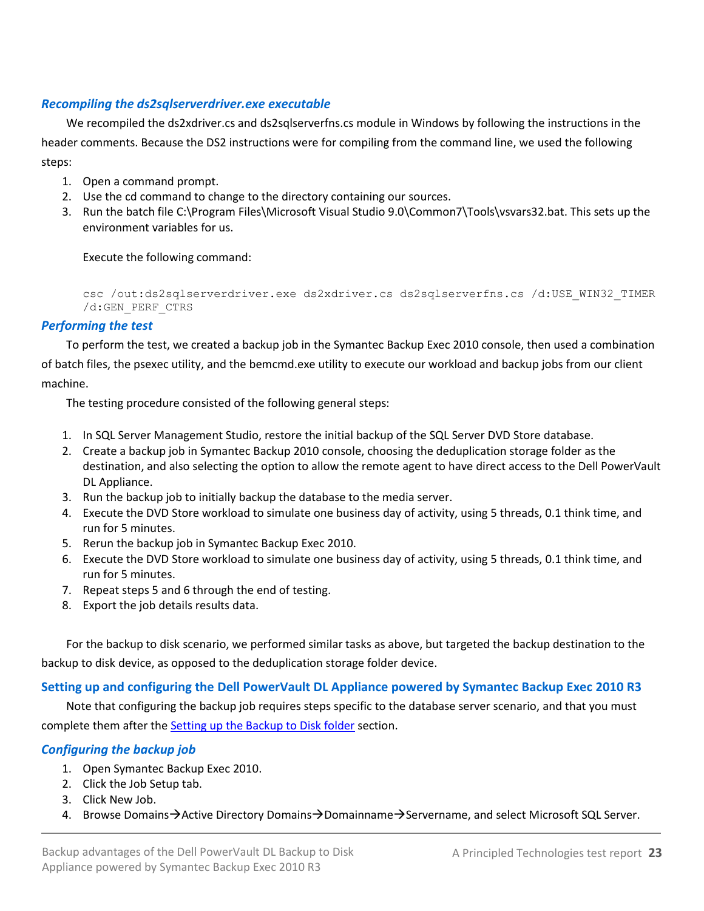### *Recompiling the ds2sqlserverdriver.exe executable*

We recompiled the ds2xdriver.cs and ds2sqlserverfns.cs module in Windows by following the instructions in the header comments. Because the DS2 instructions were for compiling from the command line, we used the following steps:

1. Open a command prompt.
2. Use the cd command to change to the directory containing our sources.
3. Run the batch file C:\Program Files\Microsoft Visual Studio 9.0\Common7\Tools\vsvars32.bat. This sets up the environment variables for us.

   Execute the following command:

   ```
   csc /out:ds2sqlserverdriver.exe ds2xdriver.cs ds2sqlserverfns.cs /d:USE_WIN32_TIMER
   /d:GEN_PERF_CTRS
   ```

### *Performing the test*

To perform the test, we created a backup job in the Symantec Backup Exec 2010 console, then used a combination of batch files, the psexec utility, and the bemcmd.exe utility to execute our workload and backup jobs from our client machine.

The testing procedure consisted of the following general steps:

1. In SQL Server Management Studio, restore the initial backup of the SQL Server DVD Store database.
2. Create a backup job in Symantec Backup 2010 console, choosing the deduplication storage folder as the destination, and also selecting the option to allow the remote agent to have direct access to the Dell PowerVault DL Appliance.
3. Run the backup job to initially backup the database to the media server.
4. Execute the DVD Store workload to simulate one business day of activity, using 5 threads, 0.1 think time, and run for 5 minutes.
5. Rerun the backup job in Symantec Backup Exec 2010.
6. Execute the DVD Store workload to simulate one business day of activity, using 5 threads, 0.1 think time, and run for 5 minutes.
7. Repeat steps 5 and 6 through the end of testing.
8. Export the job details results data.

For the backup to disk scenario, we performed similar tasks as above, but targeted the backup destination to the backup to disk device, as opposed to the deduplication storage folder device.

## Setting up and configuring the Dell PowerVault DL Appliance powered by Symantec Backup Exec 2010 R3

Note that configuring the backup job requires steps specific to the database server scenario, and that you must complete them after the Setting up the Backup to Disk folder section.

### *Configuring the backup job*

1. Open Symantec Backup Exec 2010.
2. Click the Job Setup tab.
3. Click New Job.
4. Browse Domains→Active Directory Domains→Domainname→Servername, and select Microsoft SQL Server.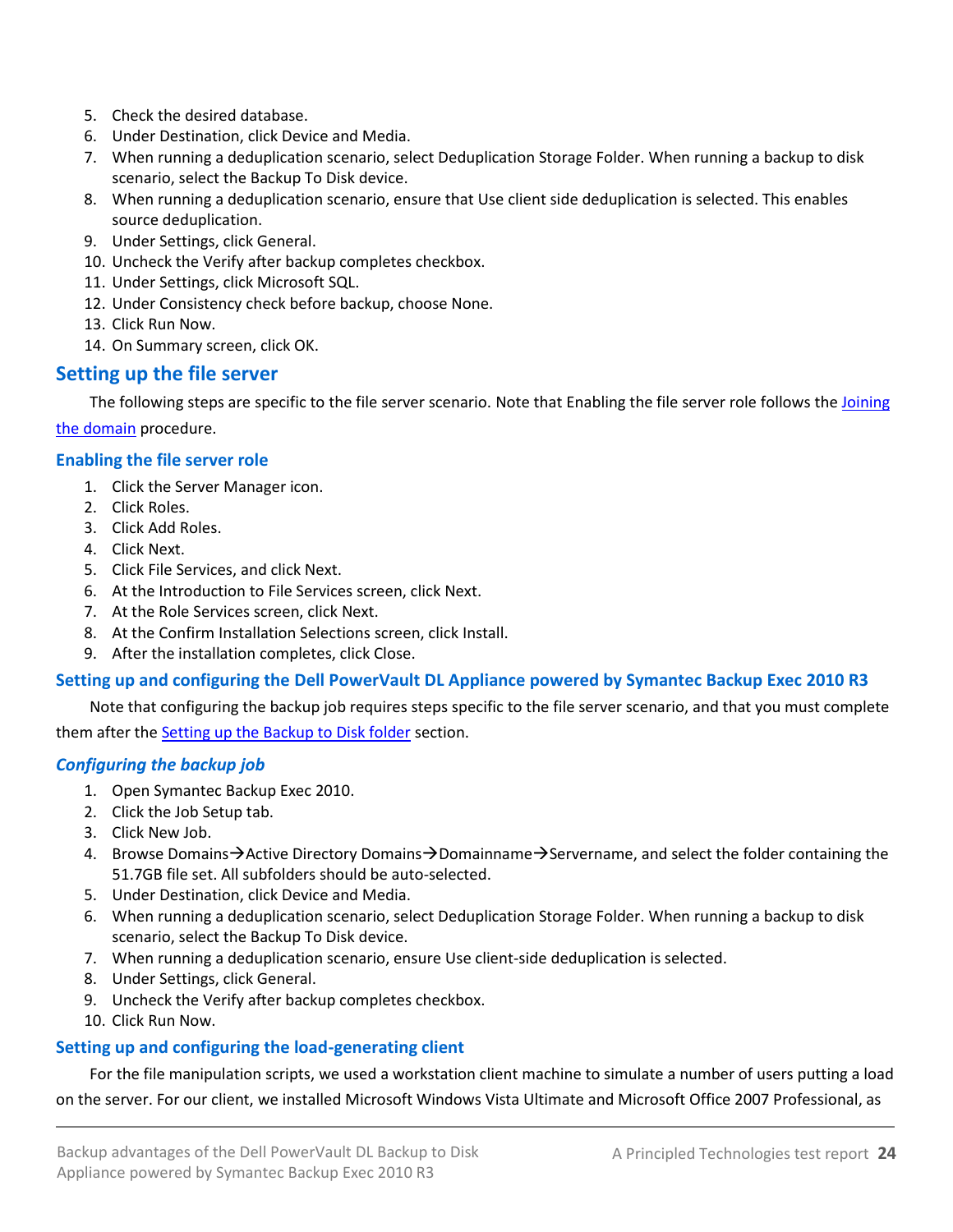5. Check the desired database.
6. Under Destination, click Device and Media.
7. When running a deduplication scenario, select Deduplication Storage Folder. When running a backup to disk scenario, select the Backup To Disk device.
8. When running a deduplication scenario, ensure that Use client side deduplication is selected. This enables source deduplication.
9. Under Settings, click General.
10. Uncheck the Verify after backup completes checkbox.
11. Under Settings, click Microsoft SQL.
12. Under Consistency check before backup, choose None.
13. Click Run Now.
14. On Summary screen, click OK.

## Setting up the file server

The following steps are specific to the file server scenario. Note that Enabling the file server role follows the Joining the domain procedure.

### Enabling the file server role

1. Click the Server Manager icon.
2. Click Roles.
3. Click Add Roles.
4. Click Next.
5. Click File Services, and click Next.
6. At the Introduction to File Services screen, click Next.
7. At the Role Services screen, click Next.
8. At the Confirm Installation Selections screen, click Install.
9. After the installation completes, click Close.

### Setting up and configuring the Dell PowerVault DL Appliance powered by Symantec Backup Exec 2010 R3

Note that configuring the backup job requires steps specific to the file server scenario, and that you must complete them after the Setting up the Backup to Disk folder section.

#### *Configuring the backup job*

1. Open Symantec Backup Exec 2010.
2. Click the Job Setup tab.
3. Click New Job.
4. Browse Domains→Active Directory Domains→Domainname→Servername, and select the folder containing the 51.7GB file set. All subfolders should be auto-selected.
5. Under Destination, click Device and Media.
6. When running a deduplication scenario, select Deduplication Storage Folder. When running a backup to disk scenario, select the Backup To Disk device.
7. When running a deduplication scenario, ensure Use client-side deduplication is selected.
8. Under Settings, click General.
9. Uncheck the Verify after backup completes checkbox.
10. Click Run Now.

### Setting up and configuring the load-generating client

For the file manipulation scripts, we used a workstation client machine to simulate a number of users putting a load on the server. For our client, we installed Microsoft Windows Vista Ultimate and Microsoft Office 2007 Professional, as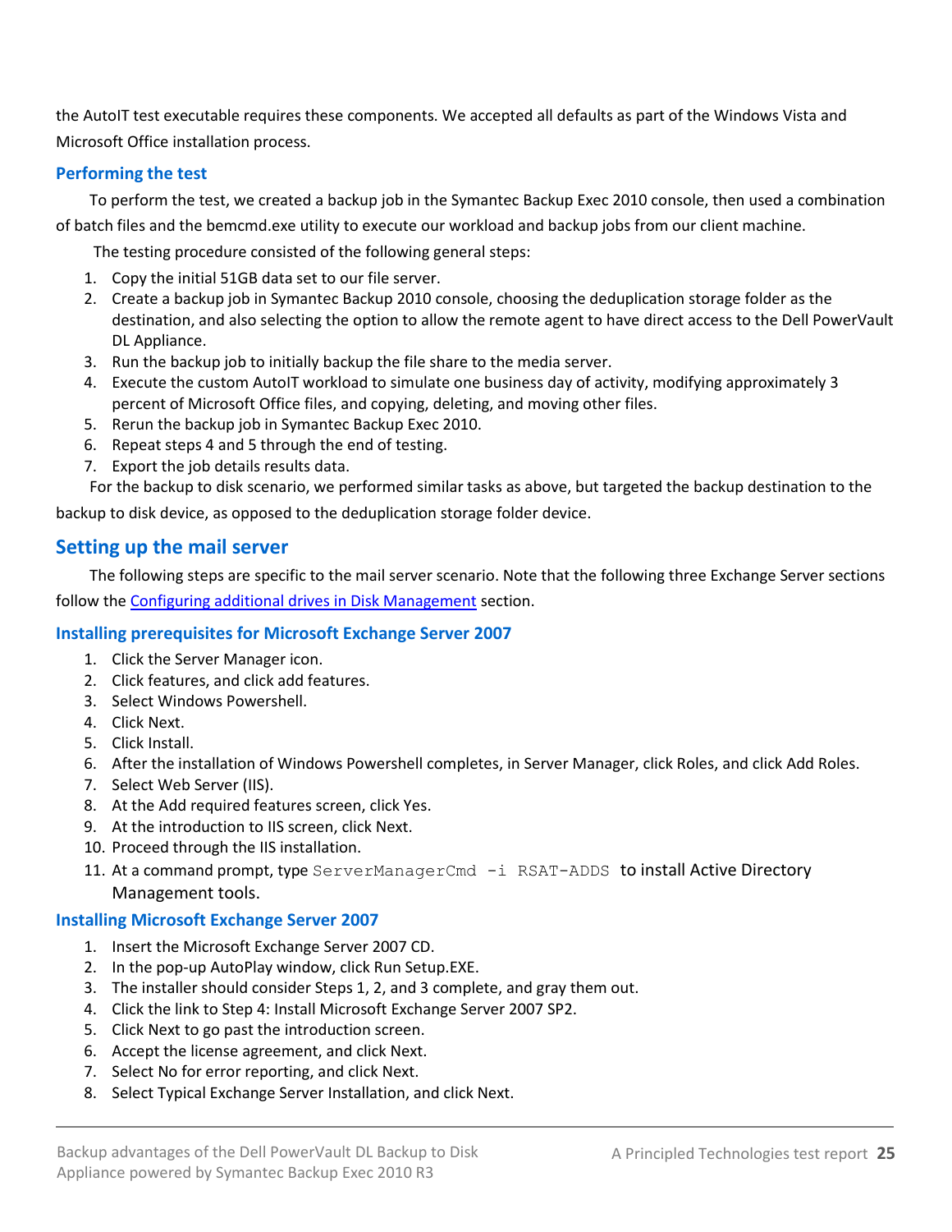the AutoIT test executable requires these components. We accepted all defaults as part of the Windows Vista and Microsoft Office installation process.

### Performing the test

To perform the test, we created a backup job in the Symantec Backup Exec 2010 console, then used a combination of batch files and the bemcmd.exe utility to execute our workload and backup jobs from our client machine.

The testing procedure consisted of the following general steps:

1. Copy the initial 51GB data set to our file server.
2. Create a backup job in Symantec Backup 2010 console, choosing the deduplication storage folder as the destination, and also selecting the option to allow the remote agent to have direct access to the Dell PowerVault DL Appliance.
3. Run the backup job to initially backup the file share to the media server.
4. Execute the custom AutoIT workload to simulate one business day of activity, modifying approximately 3 percent of Microsoft Office files, and copying, deleting, and moving other files.
5. Rerun the backup job in Symantec Backup Exec 2010.
6. Repeat steps 4 and 5 through the end of testing.
7. Export the job details results data.

For the backup to disk scenario, we performed similar tasks as above, but targeted the backup destination to the backup to disk device, as opposed to the deduplication storage folder device.

## Setting up the mail server

The following steps are specific to the mail server scenario. Note that the following three Exchange Server sections follow the [Configuring additional drives in Disk Management]() section.

### Installing prerequisites for Microsoft Exchange Server 2007

1. Click the Server Manager icon.
2. Click features, and click add features.
3. Select Windows Powershell.
4. Click Next.
5. Click Install.
6. After the installation of Windows Powershell completes, in Server Manager, click Roles, and click Add Roles.
7. Select Web Server (IIS).
8. At the Add required features screen, click Yes.
9. At the introduction to IIS screen, click Next.
10. Proceed through the IIS installation.
11. At a command prompt, type `ServerManagerCmd -i RSAT-ADDS` to install Active Directory Management tools.

### Installing Microsoft Exchange Server 2007

1. Insert the Microsoft Exchange Server 2007 CD.
2. In the pop-up AutoPlay window, click Run Setup.EXE.
3. The installer should consider Steps 1, 2, and 3 complete, and gray them out.
4. Click the link to Step 4: Install Microsoft Exchange Server 2007 SP2.
5. Click Next to go past the introduction screen.
6. Accept the license agreement, and click Next.
7. Select No for error reporting, and click Next.
8. Select Typical Exchange Server Installation, and click Next.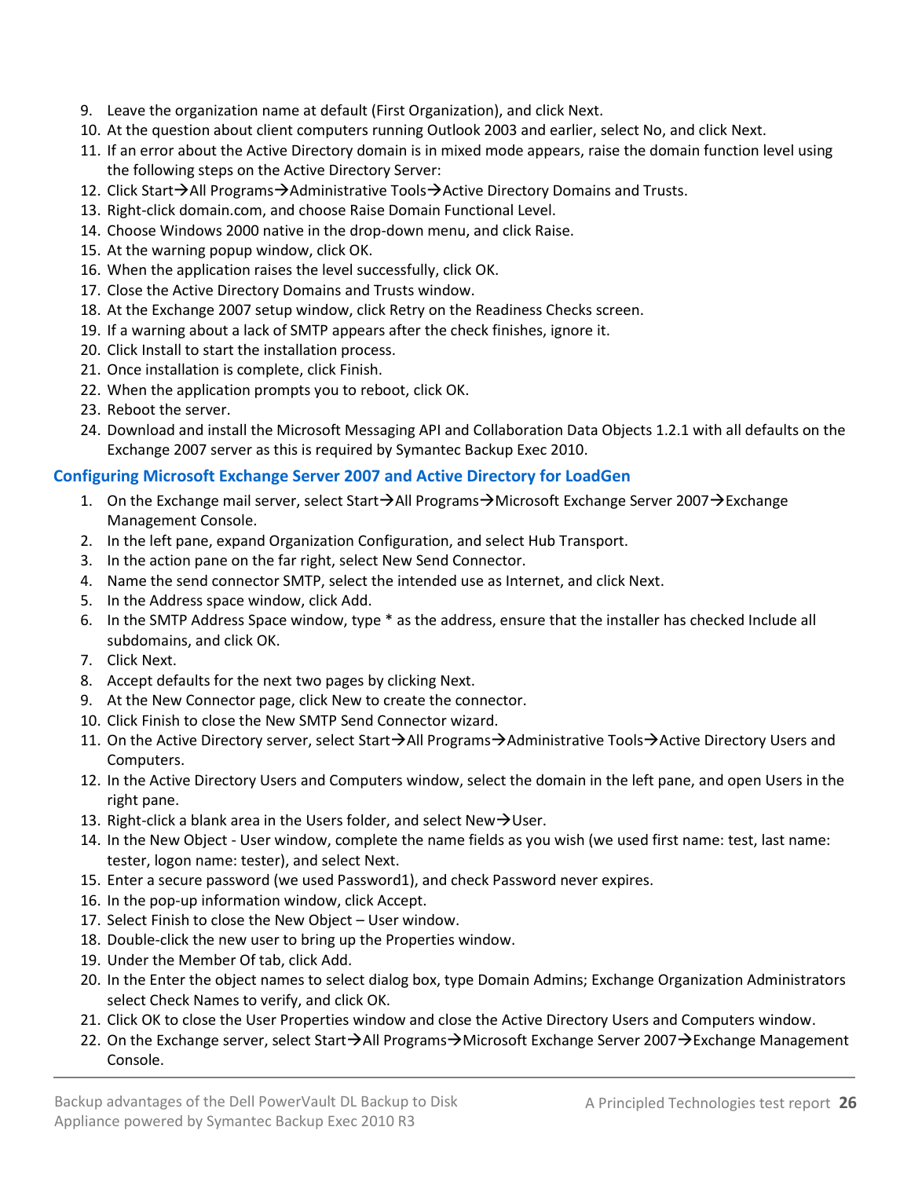9. Leave the organization name at default (First Organization), and click Next.
10. At the question about client computers running Outlook 2003 and earlier, select No, and click Next.
11. If an error about the Active Directory domain is in mixed mode appears, raise the domain function level using the following steps on the Active Directory Server:
12. Click Start→All Programs→Administrative Tools→Active Directory Domains and Trusts.
13. Right-click domain.com, and choose Raise Domain Functional Level.
14. Choose Windows 2000 native in the drop-down menu, and click Raise.
15. At the warning popup window, click OK.
16. When the application raises the level successfully, click OK.
17. Close the Active Directory Domains and Trusts window.
18. At the Exchange 2007 setup window, click Retry on the Readiness Checks screen.
19. If a warning about a lack of SMTP appears after the check finishes, ignore it.
20. Click Install to start the installation process.
21. Once installation is complete, click Finish.
22. When the application prompts you to reboot, click OK.
23. Reboot the server.
24. Download and install the Microsoft Messaging API and Collaboration Data Objects 1.2.1 with all defaults on the Exchange 2007 server as this is required by Symantec Backup Exec 2010.

### Configuring Microsoft Exchange Server 2007 and Active Directory for LoadGen

1. On the Exchange mail server, select Start→All Programs→Microsoft Exchange Server 2007→Exchange Management Console.
2. In the left pane, expand Organization Configuration, and select Hub Transport.
3. In the action pane on the far right, select New Send Connector.
4. Name the send connector SMTP, select the intended use as Internet, and click Next.
5. In the Address space window, click Add.
6. In the SMTP Address Space window, type * as the address, ensure that the installer has checked Include all subdomains, and click OK.
7. Click Next.
8. Accept defaults for the next two pages by clicking Next.
9. At the New Connector page, click New to create the connector.
10. Click Finish to close the New SMTP Send Connector wizard.
11. On the Active Directory server, select Start→All Programs→Administrative Tools→Active Directory Users and Computers.
12. In the Active Directory Users and Computers window, select the domain in the left pane, and open Users in the right pane.
13. Right-click a blank area in the Users folder, and select New→User.
14. In the New Object - User window, complete the name fields as you wish (we used first name: test, last name: tester, logon name: tester), and select Next.
15. Enter a secure password (we used Password1), and check Password never expires.
16. In the pop-up information window, click Accept.
17. Select Finish to close the New Object – User window.
18. Double-click the new user to bring up the Properties window.
19. Under the Member Of tab, click Add.
20. In the Enter the object names to select dialog box, type Domain Admins; Exchange Organization Administrators select Check Names to verify, and click OK.
21. Click OK to close the User Properties window and close the Active Directory Users and Computers window.
22. On the Exchange server, select Start→All Programs→Microsoft Exchange Server 2007→Exchange Management Console.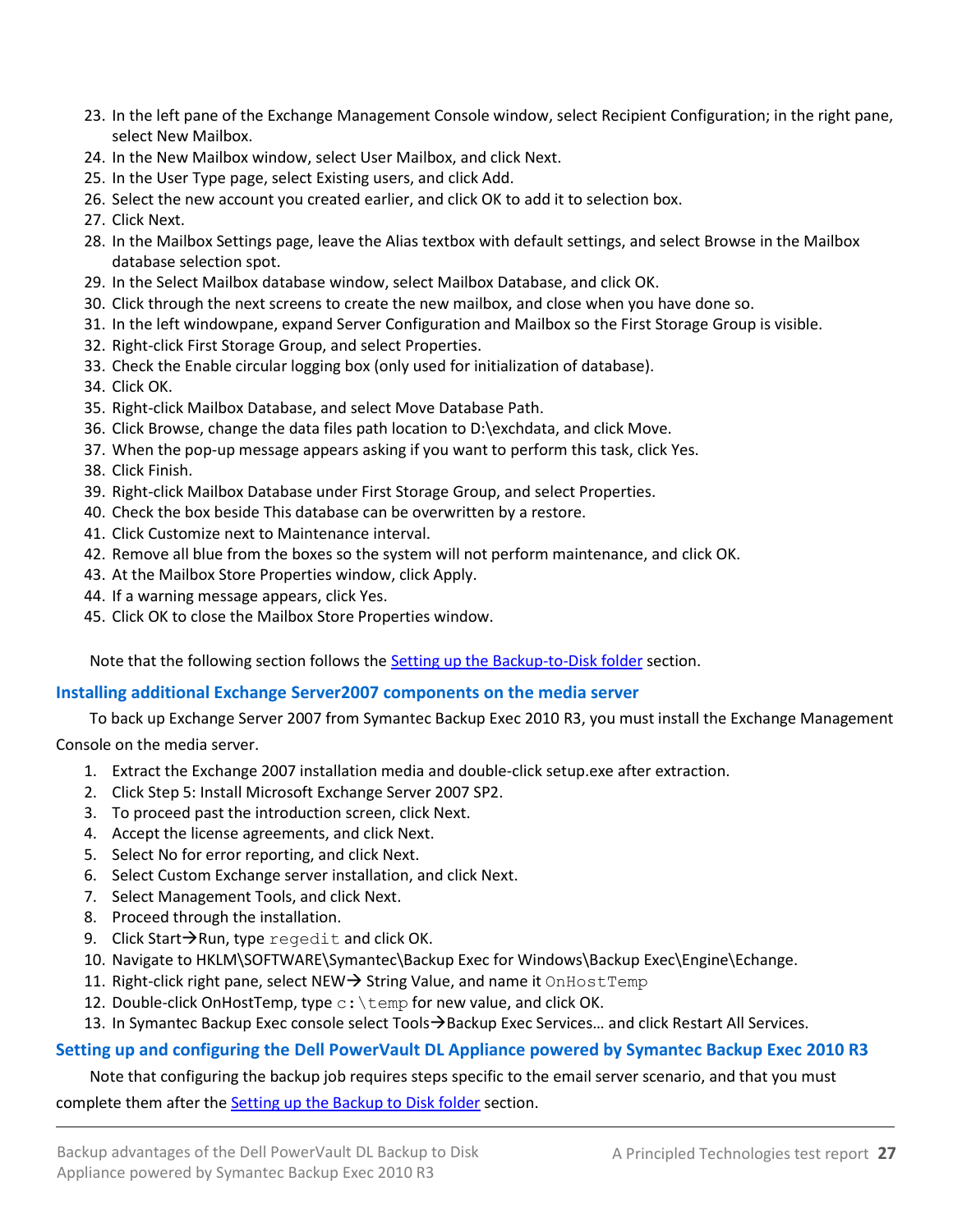23. In the left pane of the Exchange Management Console window, select Recipient Configuration; in the right pane, select New Mailbox.
24. In the New Mailbox window, select User Mailbox, and click Next.
25. In the User Type page, select Existing users, and click Add.
26. Select the new account you created earlier, and click OK to add it to selection box.
27. Click Next.
28. In the Mailbox Settings page, leave the Alias textbox with default settings, and select Browse in the Mailbox database selection spot.
29. In the Select Mailbox database window, select Mailbox Database, and click OK.
30. Click through the next screens to create the new mailbox, and close when you have done so.
31. In the left windowpane, expand Server Configuration and Mailbox so the First Storage Group is visible.
32. Right-click First Storage Group, and select Properties.
33. Check the Enable circular logging box (only used for initialization of database).
34. Click OK.
35. Right-click Mailbox Database, and select Move Database Path.
36. Click Browse, change the data files path location to D:\exchdata, and click Move.
37. When the pop-up message appears asking if you want to perform this task, click Yes.
38. Click Finish.
39. Right-click Mailbox Database under First Storage Group, and select Properties.
40. Check the box beside This database can be overwritten by a restore.
41. Click Customize next to Maintenance interval.
42. Remove all blue from the boxes so the system will not perform maintenance, and click OK.
43. At the Mailbox Store Properties window, click Apply.
44. If a warning message appears, click Yes.
45. Click OK to close the Mailbox Store Properties window.

Note that the following section follows the Setting up the Backup-to-Disk folder section.

### Installing additional Exchange Server2007 components on the media server

To back up Exchange Server 2007 from Symantec Backup Exec 2010 R3, you must install the Exchange Management Console on the media server.

1. Extract the Exchange 2007 installation media and double-click setup.exe after extraction.
2. Click Step 5: Install Microsoft Exchange Server 2007 SP2.
3. To proceed past the introduction screen, click Next.
4. Accept the license agreements, and click Next.
5. Select No for error reporting, and click Next.
6. Select Custom Exchange server installation, and click Next.
7. Select Management Tools, and click Next.
8. Proceed through the installation.
9. Click Start→Run, type `regedit` and click OK.
10. Navigate to HKLM\SOFTWARE\Symantec\Backup Exec for Windows\Backup Exec\Engine\Echange.
11. Right-click right pane, select NEW→ String Value, and name it `OnHostTemp`
12. Double-click OnHostTemp, type `c:\temp` for new value, and click OK.
13. In Symantec Backup Exec console select Tools→Backup Exec Services… and click Restart All Services.

### Setting up and configuring the Dell PowerVault DL Appliance powered by Symantec Backup Exec 2010 R3

Note that configuring the backup job requires steps specific to the email server scenario, and that you must complete them after the Setting up the Backup to Disk folder section.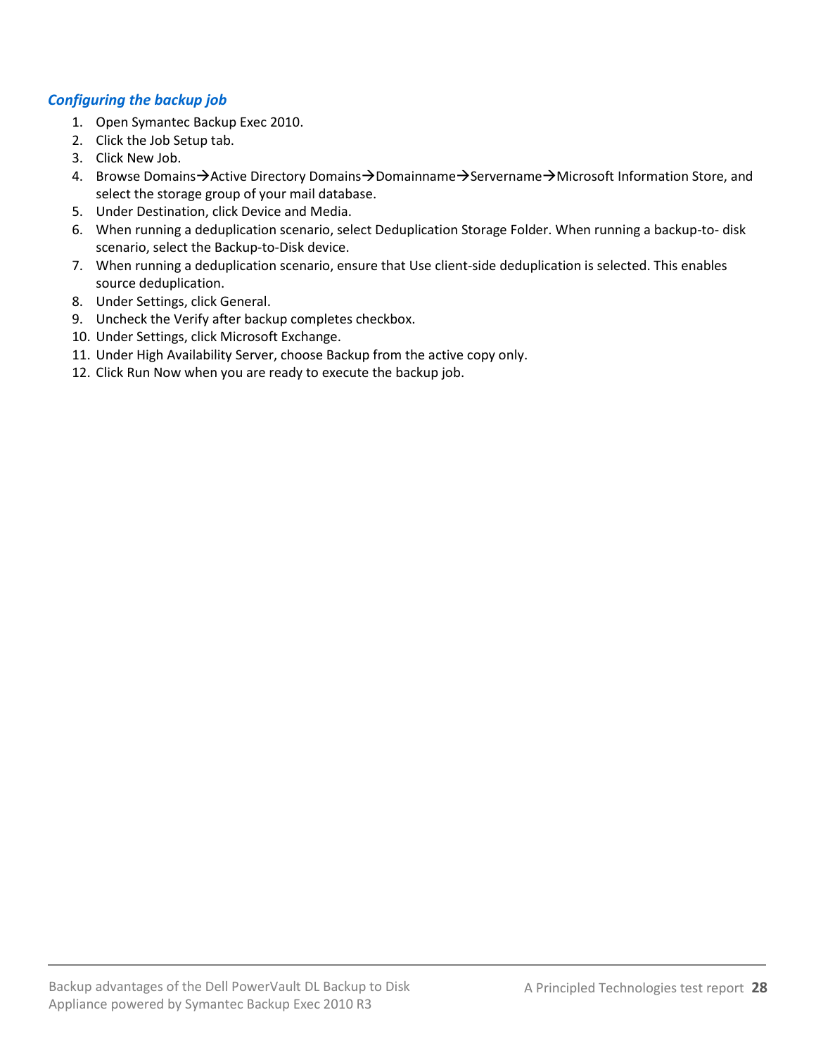### *Configuring the backup job*

1. Open Symantec Backup Exec 2010.
2. Click the Job Setup tab.
3. Click New Job.
4. Browse Domains→Active Directory Domains→Domainname→Servername→Microsoft Information Store, and select the storage group of your mail database.
5. Under Destination, click Device and Media.
6. When running a deduplication scenario, select Deduplication Storage Folder. When running a backup-to- disk scenario, select the Backup-to-Disk device.
7. When running a deduplication scenario, ensure that Use client-side deduplication is selected. This enables source deduplication.
8. Under Settings, click General.
9. Uncheck the Verify after backup completes checkbox.
10. Under Settings, click Microsoft Exchange.
11. Under High Availability Server, choose Backup from the active copy only.
12. Click Run Now when you are ready to execute the backup job.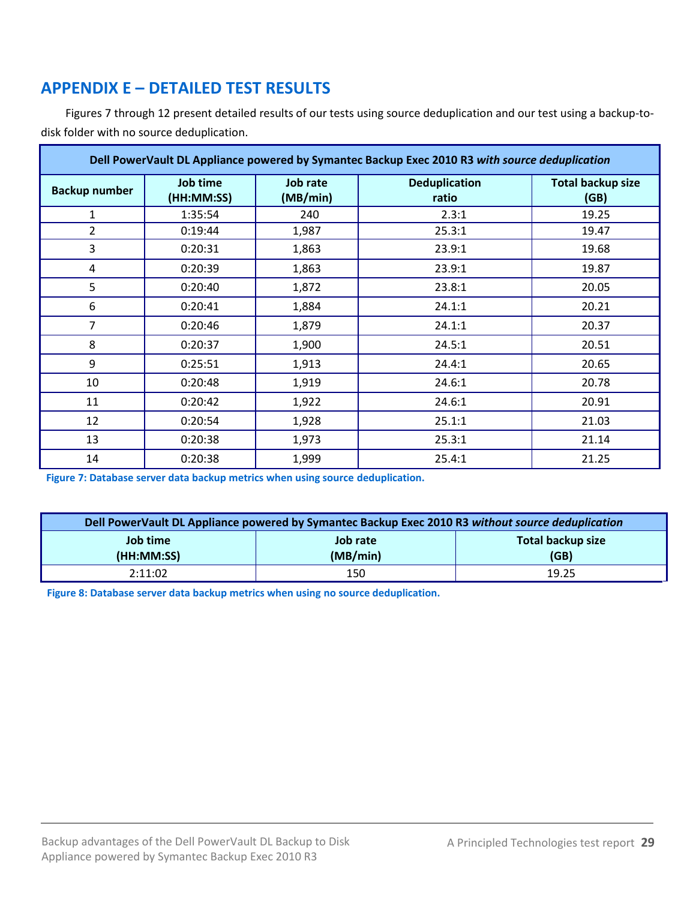## APPENDIX E – DETAILED TEST RESULTS

Figures 7 through 12 present detailed results of our tests using source deduplication and our test using a backup-to-disk folder with no source deduplication.

| Dell PowerVault DL Appliance powered by Symantec Backup Exec 2010 R3 *with source deduplication* | | | | |
|---|---|---|---|---|
| **Backup number** | **Job time (HH:MM:SS)** | **Job rate (MB/min)** | **Deduplication ratio** | **Total backup size (GB)** |
| 1 | 1:35:54 | 240 | 2.3:1 | 19.25 |
| 2 | 0:19:44 | 1,987 | 25.3:1 | 19.47 |
| 3 | 0:20:31 | 1,863 | 23.9:1 | 19.68 |
| 4 | 0:20:39 | 1,863 | 23.9:1 | 19.87 |
| 5 | 0:20:40 | 1,872 | 23.8:1 | 20.05 |
| 6 | 0:20:41 | 1,884 | 24.1:1 | 20.21 |
| 7 | 0:20:46 | 1,879 | 24.1:1 | 20.37 |
| 8 | 0:20:37 | 1,900 | 24.5:1 | 20.51 |
| 9 | 0:25:51 | 1,913 | 24.4:1 | 20.65 |
| 10 | 0:20:48 | 1,919 | 24.6:1 | 20.78 |
| 11 | 0:20:42 | 1,922 | 24.6:1 | 20.91 |
| 12 | 0:20:54 | 1,928 | 25.1:1 | 21.03 |
| 13 | 0:20:38 | 1,973 | 25.3:1 | 21.14 |
| 14 | 0:20:38 | 1,999 | 25.4:1 | 21.25 |

**Figure 7: Database server data backup metrics when using source deduplication.**

| Dell PowerVault DL Appliance powered by Symantec Backup Exec 2010 R3 *without source deduplication* | | |
|---|---|---|
| **Job time (HH:MM:SS)** | **Job rate (MB/min)** | **Total backup size (GB)** |
| 2:11:02 | 150 | 19.25 |

**Figure 8: Database server data backup metrics when using no source deduplication.**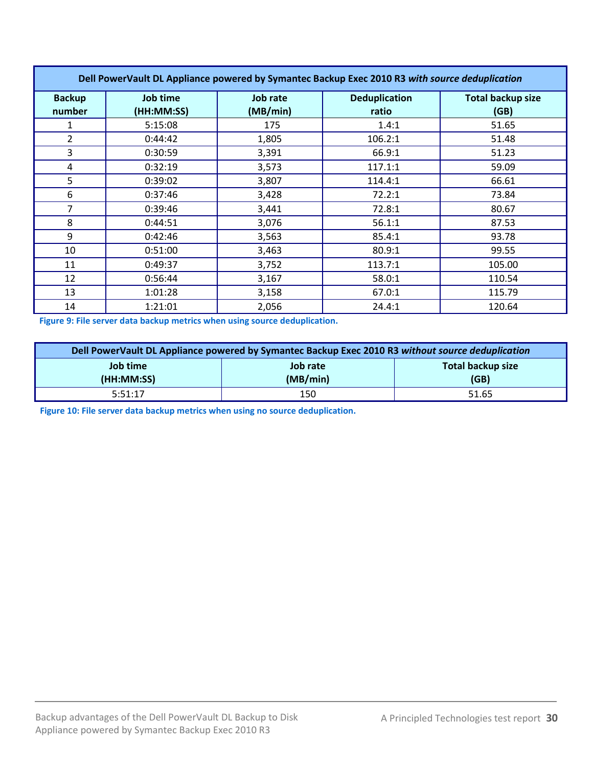| Dell PowerVault DL Appliance powered by Symantec Backup Exec 2010 R3 *with source deduplication* | | | | |
|---|---|---|---|---|
| **Backup number** | **Job time (HH:MM:SS)** | **Job rate (MB/min)** | **Deduplication ratio** | **Total backup size (GB)** |
| 1 | 5:15:08 | 175 | 1.4:1 | 51.65 |
| 2 | 0:44:42 | 1,805 | 106.2:1 | 51.48 |
| 3 | 0:30:59 | 3,391 | 66.9:1 | 51.23 |
| 4 | 0:32:19 | 3,573 | 117.1:1 | 59.09 |
| 5 | 0:39:02 | 3,807 | 114.4:1 | 66.61 |
| 6 | 0:37:46 | 3,428 | 72.2:1 | 73.84 |
| 7 | 0:39:46 | 3,441 | 72.8:1 | 80.67 |
| 8 | 0:44:51 | 3,076 | 56.1:1 | 87.53 |
| 9 | 0:42:46 | 3,563 | 85.4:1 | 93.78 |
| 10 | 0:51:00 | 3,463 | 80.9:1 | 99.55 |
| 11 | 0:49:37 | 3,752 | 113.7:1 | 105.00 |
| 12 | 0:56:44 | 3,167 | 58.0:1 | 110.54 |
| 13 | 1:01:28 | 3,158 | 67.0:1 | 115.79 |
| 14 | 1:21:01 | 2,056 | 24.4:1 | 120.64 |

**Figure 9: File server data backup metrics when using source deduplication.**

| Dell PowerVault DL Appliance powered by Symantec Backup Exec 2010 R3 *without source deduplication* | | |
|---|---|---|
| **Job time (HH:MM:SS)** | **Job rate (MB/min)** | **Total backup size (GB)** |
| 5:51:17 | 150 | 51.65 |

**Figure 10: File server data backup metrics when using no source deduplication.**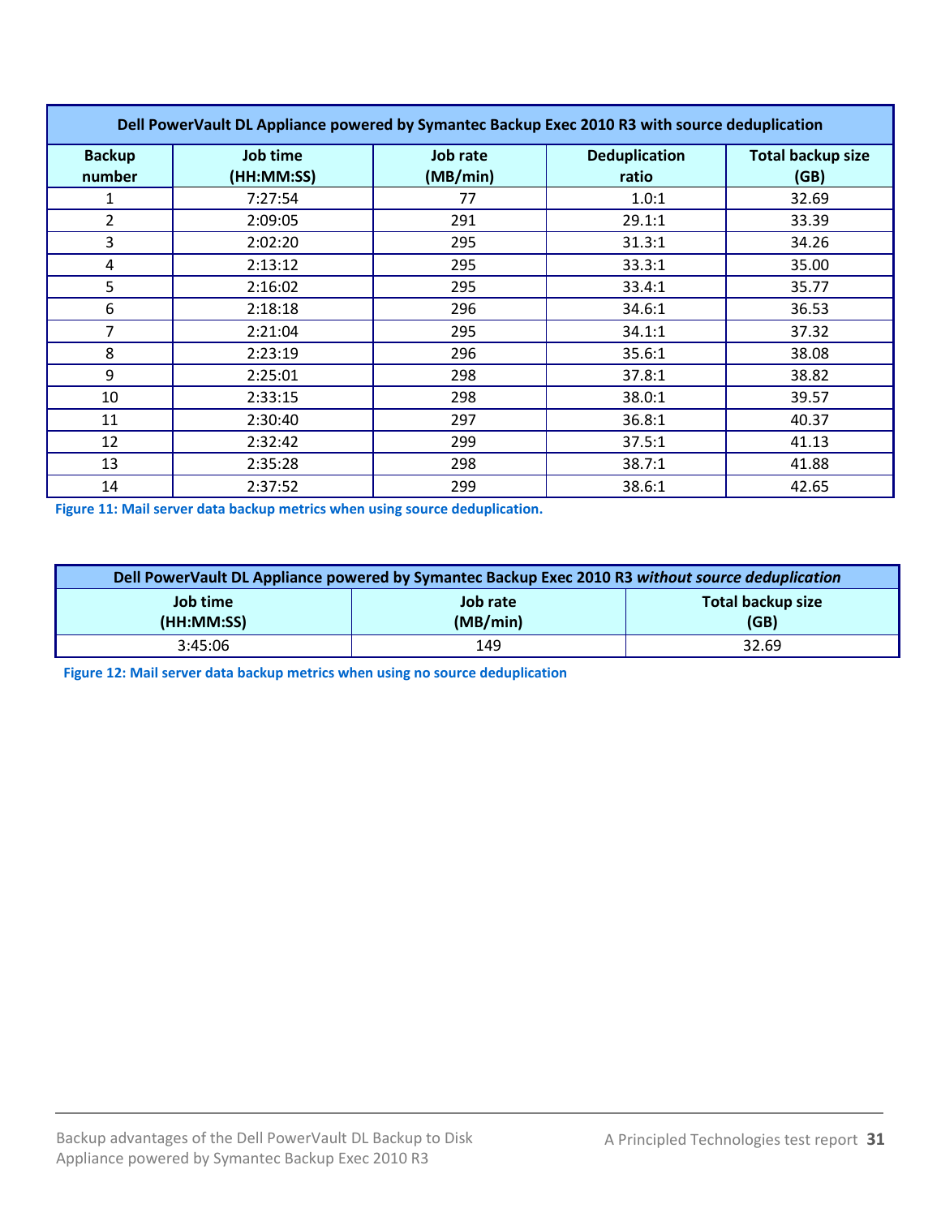| Dell PowerVault DL Appliance powered by Symantec Backup Exec 2010 R3 with source deduplication | | | | |
|---|---|---|---|---|
| Backup number | Job time (HH:MM:SS) | Job rate (MB/min) | Deduplication ratio | Total backup size (GB) |
| 1 | 7:27:54 | 77 | 1.0:1 | 32.69 |
| 2 | 2:09:05 | 291 | 29.1:1 | 33.39 |
| 3 | 2:02:20 | 295 | 31.3:1 | 34.26 |
| 4 | 2:13:12 | 295 | 33.3:1 | 35.00 |
| 5 | 2:16:02 | 295 | 33.4:1 | 35.77 |
| 6 | 2:18:18 | 296 | 34.6:1 | 36.53 |
| 7 | 2:21:04 | 295 | 34.1:1 | 37.32 |
| 8 | 2:23:19 | 296 | 35.6:1 | 38.08 |
| 9 | 2:25:01 | 298 | 37.8:1 | 38.82 |
| 10 | 2:33:15 | 298 | 38.0:1 | 39.57 |
| 11 | 2:30:40 | 297 | 36.8:1 | 40.37 |
| 12 | 2:32:42 | 299 | 37.5:1 | 41.13 |
| 13 | 2:35:28 | 298 | 38.7:1 | 41.88 |
| 14 | 2:37:52 | 299 | 38.6:1 | 42.65 |

**Figure 11: Mail server data backup metrics when using source deduplication.**

| Dell PowerVault DL Appliance powered by Symantec Backup Exec 2010 R3 *without source deduplication* | | |
|---|---|---|
| Job time (HH:MM:SS) | Job rate (MB/min) | Total backup size (GB) |
| 3:45:06 | 149 | 32.69 |

**Figure 12: Mail server data backup metrics when using no source deduplication**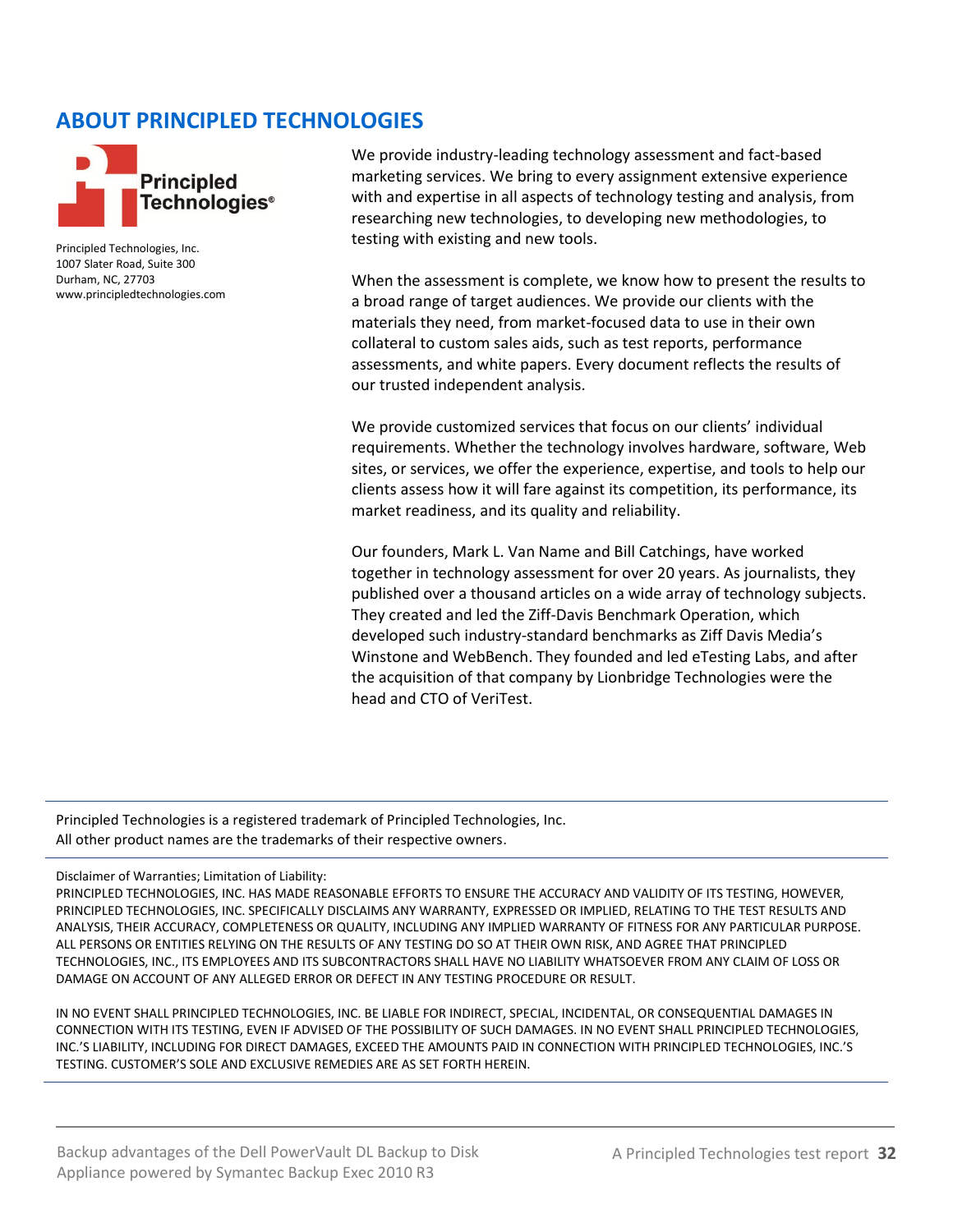## ABOUT PRINCIPLED TECHNOLOGIES

Principled Technologies, Inc.
1007 Slater Road, Suite 300
Durham, NC, 27703
www.principledtechnologies.com

We provide industry-leading technology assessment and fact-based marketing services. We bring to every assignment extensive experience with and expertise in all aspects of technology testing and analysis, from researching new technologies, to developing new methodologies, to testing with existing and new tools.

When the assessment is complete, we know how to present the results to a broad range of target audiences. We provide our clients with the materials they need, from market-focused data to use in their own collateral to custom sales aids, such as test reports, performance assessments, and white papers. Every document reflects the results of our trusted independent analysis.

We provide customized services that focus on our clients' individual requirements. Whether the technology involves hardware, software, Web sites, or services, we offer the experience, expertise, and tools to help our clients assess how it will fare against its competition, its performance, its market readiness, and its quality and reliability.

Our founders, Mark L. Van Name and Bill Catchings, have worked together in technology assessment for over 20 years. As journalists, they published over a thousand articles on a wide array of technology subjects. They created and led the Ziff-Davis Benchmark Operation, which developed such industry-standard benchmarks as Ziff Davis Media's Winstone and WebBench. They founded and led eTesting Labs, and after the acquisition of that company by Lionbridge Technologies were the head and CTO of VeriTest.

---

Principled Technologies is a registered trademark of Principled Technologies, Inc.
All other product names are the trademarks of their respective owners.

---

Disclaimer of Warranties; Limitation of Liability:
PRINCIPLED TECHNOLOGIES, INC. HAS MADE REASONABLE EFFORTS TO ENSURE THE ACCURACY AND VALIDITY OF ITS TESTING, HOWEVER, PRINCIPLED TECHNOLOGIES, INC. SPECIFICALLY DISCLAIMS ANY WARRANTY, EXPRESSED OR IMPLIED, RELATING TO THE TEST RESULTS AND ANALYSIS, THEIR ACCURACY, COMPLETENESS OR QUALITY, INCLUDING ANY IMPLIED WARRANTY OF FITNESS FOR ANY PARTICULAR PURPOSE. ALL PERSONS OR ENTITIES RELYING ON THE RESULTS OF ANY TESTING DO SO AT THEIR OWN RISK, AND AGREE THAT PRINCIPLED TECHNOLOGIES, INC., ITS EMPLOYEES AND ITS SUBCONTRACTORS SHALL HAVE NO LIABILITY WHATSOEVER FROM ANY CLAIM OF LOSS OR DAMAGE ON ACCOUNT OF ANY ALLEGED ERROR OR DEFECT IN ANY TESTING PROCEDURE OR RESULT.

IN NO EVENT SHALL PRINCIPLED TECHNOLOGIES, INC. BE LIABLE FOR INDIRECT, SPECIAL, INCIDENTAL, OR CONSEQUENTIAL DAMAGES IN CONNECTION WITH ITS TESTING, EVEN IF ADVISED OF THE POSSIBILITY OF SUCH DAMAGES. IN NO EVENT SHALL PRINCIPLED TECHNOLOGIES, INC.'S LIABILITY, INCLUDING FOR DIRECT DAMAGES, EXCEED THE AMOUNTS PAID IN CONNECTION WITH PRINCIPLED TECHNOLOGIES, INC.'S TESTING. CUSTOMER'S SOLE AND EXCLUSIVE REMEDIES ARE AS SET FORTH HEREIN.